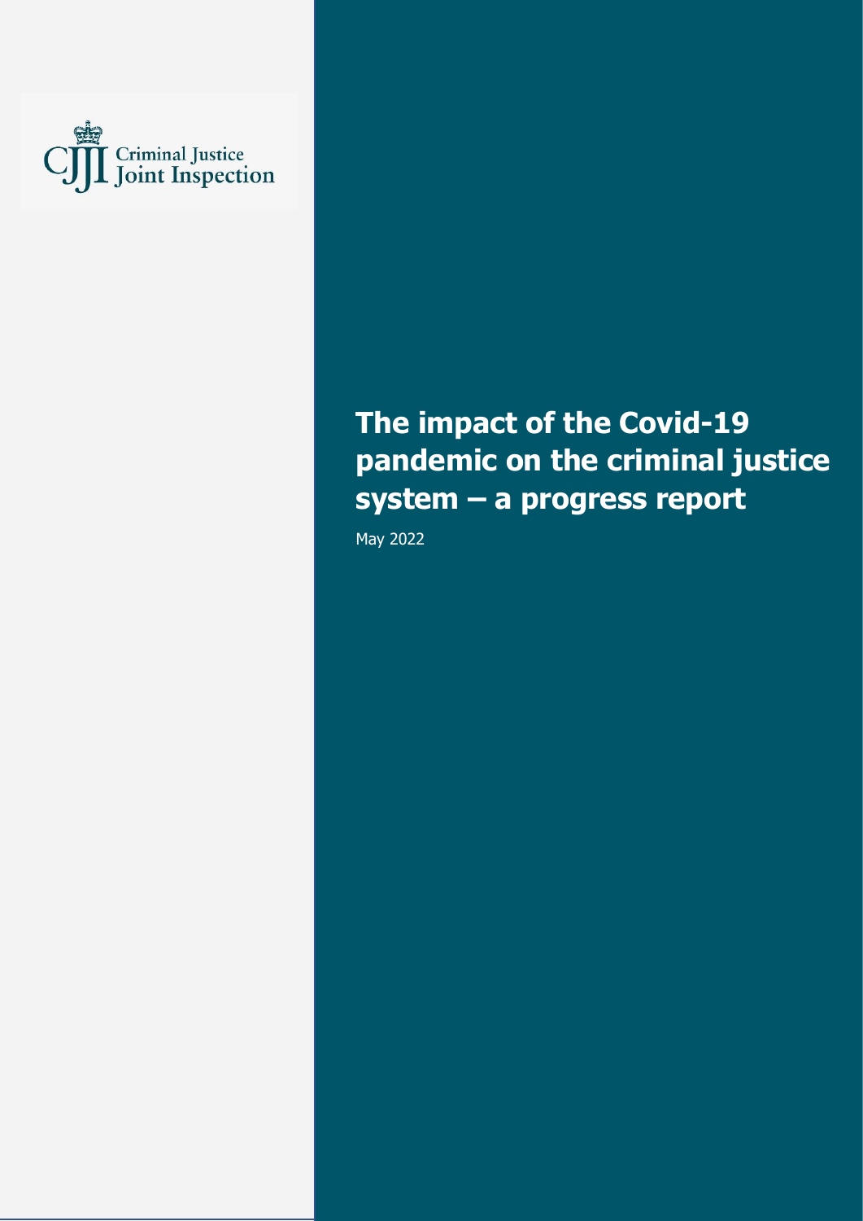Criminal Justice Joint Inspection

# The impact of the Covid-19 pandemic on the criminal justice system – a progress report

May 2022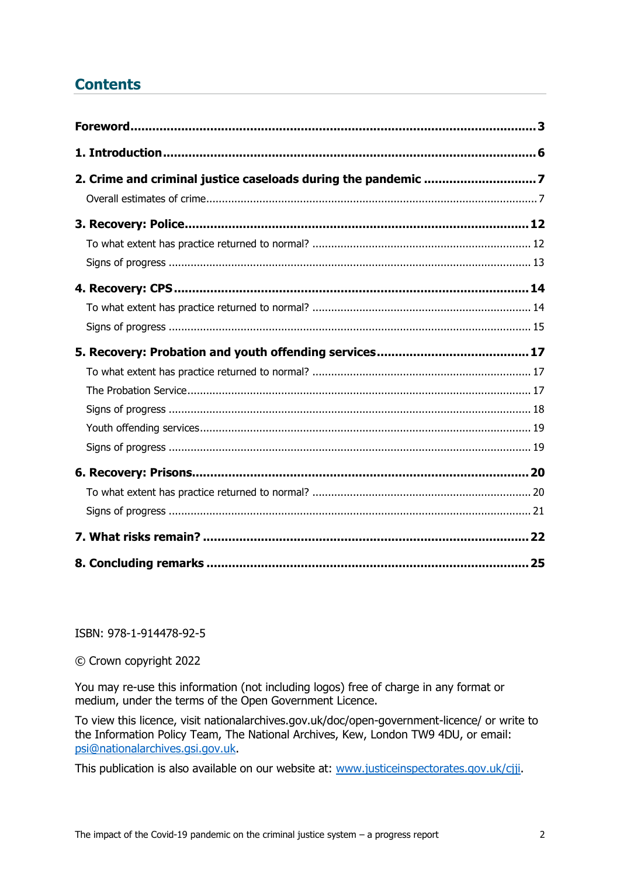## Contents

**Foreword** ... **3**

**1. Introduction** ... **6**

**2. Crime and criminal justice caseloads during the pandemic** ... **7**

- Overall estimates of crime ... 7

**3. Recovery: Police** ... **12**

- To what extent has practice returned to normal? ... 12
- Signs of progress ... 13

**4. Recovery: CPS** ... **14**

- To what extent has practice returned to normal? ... 14
- Signs of progress ... 15

**5. Recovery: Probation and youth offending services** ... **17**

- To what extent has practice returned to normal? ... 17
- The Probation Service ... 17
- Signs of progress ... 18
- Youth offending services ... 19
- Signs of progress ... 19

**6. Recovery: Prisons** ... **20**

- To what extent has practice returned to normal? ... 20
- Signs of progress ... 21

**7. What risks remain?** ... **22**

**8. Concluding remarks** ... **25**

ISBN: 978-1-914478-92-5

© Crown copyright 2022

You may re-use this information (not including logos) free of charge in any format or medium, under the terms of the Open Government Licence.

To view this licence, visit nationalarchives.gov.uk/doc/open-government-licence/ or write to the Information Policy Team, The National Archives, Kew, London TW9 4DU, or email: psi@nationalarchives.gsi.gov.uk.

This publication is also available on our website at: www.justiceinspectorates.gov.uk/cjji.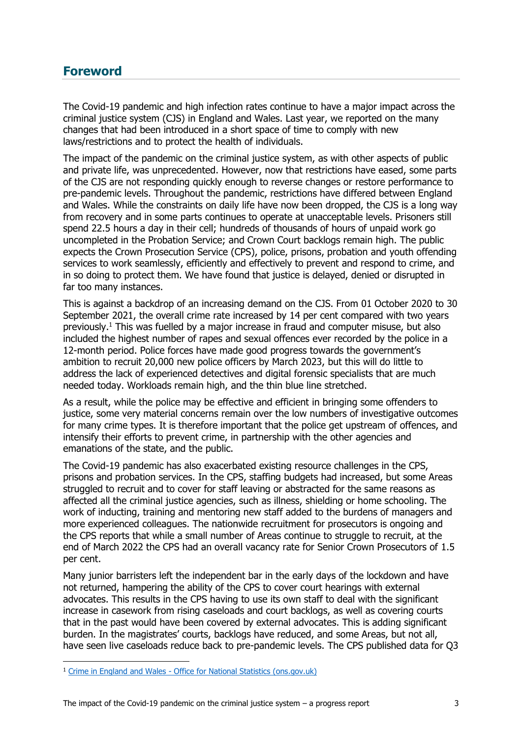## Foreword

The Covid-19 pandemic and high infection rates continue to have a major impact across the criminal justice system (CJS) in England and Wales. Last year, we reported on the many changes that had been introduced in a short space of time to comply with new laws/restrictions and to protect the health of individuals.

The impact of the pandemic on the criminal justice system, as with other aspects of public and private life, was unprecedented. However, now that restrictions have eased, some parts of the CJS are not responding quickly enough to reverse changes or restore performance to pre-pandemic levels. Throughout the pandemic, restrictions have differed between England and Wales. While the constraints on daily life have now been dropped, the CJS is a long way from recovery and in some parts continues to operate at unacceptable levels. Prisoners still spend 22.5 hours a day in their cell; hundreds of thousands of hours of unpaid work go uncompleted in the Probation Service; and Crown Court backlogs remain high. The public expects the Crown Prosecution Service (CPS), police, prisons, probation and youth offending services to work seamlessly, efficiently and effectively to prevent and respond to crime, and in so doing to protect them. We have found that justice is delayed, denied or disrupted in far too many instances.

This is against a backdrop of an increasing demand on the CJS. From 01 October 2020 to 30 September 2021, the overall crime rate increased by 14 per cent compared with two years previously.[1] This was fuelled by a major increase in fraud and computer misuse, but also included the highest number of rapes and sexual offences ever recorded by the police in a 12-month period. Police forces have made good progress towards the government's ambition to recruit 20,000 new police officers by March 2023, but this will do little to address the lack of experienced detectives and digital forensic specialists that are much needed today. Workloads remain high, and the thin blue line stretched.

As a result, while the police may be effective and efficient in bringing some offenders to justice, some very material concerns remain over the low numbers of investigative outcomes for many crime types. It is therefore important that the police get upstream of offences, and intensify their efforts to prevent crime, in partnership with the other agencies and emanations of the state, and the public.

The Covid-19 pandemic has also exacerbated existing resource challenges in the CPS, prisons and probation services. In the CPS, staffing budgets had increased, but some Areas struggled to recruit and to cover for staff leaving or abstracted for the same reasons as affected all the criminal justice agencies, such as illness, shielding or home schooling. The work of inducting, training and mentoring new staff added to the burdens of managers and more experienced colleagues. The nationwide recruitment for prosecutors is ongoing and the CPS reports that while a small number of Areas continue to struggle to recruit, at the end of March 2022 the CPS had an overall vacancy rate for Senior Crown Prosecutors of 1.5 per cent.

Many junior barristers left the independent bar in the early days of the lockdown and have not returned, hampering the ability of the CPS to cover court hearings with external advocates. This results in the CPS having to use its own staff to deal with the significant increase in casework from rising caseloads and court backlogs, as well as covering courts that in the past would have been covered by external advocates. This is adding significant burden. In the magistrates' courts, backlogs have reduced, and some Areas, but not all, have seen live caseloads reduce back to pre-pandemic levels. The CPS published data for Q3

[1] Crime in England and Wales - Office for National Statistics (ons.gov.uk)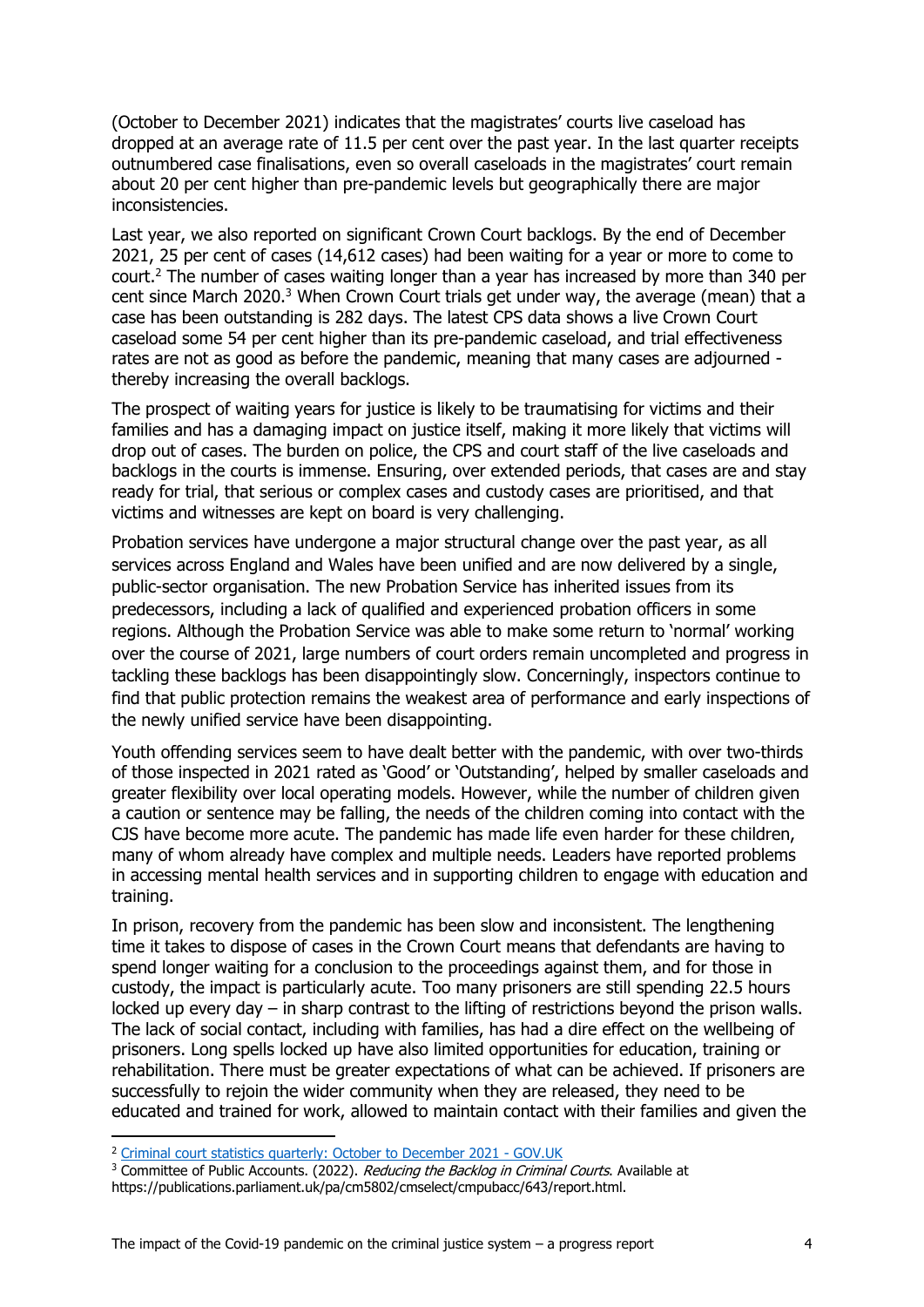(October to December 2021) indicates that the magistrates' courts live caseload has dropped at an average rate of 11.5 per cent over the past year. In the last quarter receipts outnumbered case finalisations, even so overall caseloads in the magistrates' court remain about 20 per cent higher than pre-pandemic levels but geographically there are major inconsistencies.

Last year, we also reported on significant Crown Court backlogs. By the end of December 2021, 25 per cent of cases (14,612 cases) had been waiting for a year or more to come to court.[2] The number of cases waiting longer than a year has increased by more than 340 per cent since March 2020.[3] When Crown Court trials get under way, the average (mean) that a case has been outstanding is 282 days. The latest CPS data shows a live Crown Court caseload some 54 per cent higher than its pre-pandemic caseload, and trial effectiveness rates are not as good as before the pandemic, meaning that many cases are adjourned - thereby increasing the overall backlogs.

The prospect of waiting years for justice is likely to be traumatising for victims and their families and has a damaging impact on justice itself, making it more likely that victims will drop out of cases. The burden on police, the CPS and court staff of the live caseloads and backlogs in the courts is immense. Ensuring, over extended periods, that cases are and stay ready for trial, that serious or complex cases and custody cases are prioritised, and that victims and witnesses are kept on board is very challenging.

Probation services have undergone a major structural change over the past year, as all services across England and Wales have been unified and are now delivered by a single, public-sector organisation. The new Probation Service has inherited issues from its predecessors, including a lack of qualified and experienced probation officers in some regions. Although the Probation Service was able to make some return to 'normal' working over the course of 2021, large numbers of court orders remain uncompleted and progress in tackling these backlogs has been disappointingly slow. Concerningly, inspectors continue to find that public protection remains the weakest area of performance and early inspections of the newly unified service have been disappointing.

Youth offending services seem to have dealt better with the pandemic, with over two-thirds of those inspected in 2021 rated as 'Good' or 'Outstanding', helped by smaller caseloads and greater flexibility over local operating models. However, while the number of children given a caution or sentence may be falling, the needs of the children coming into contact with the CJS have become more acute. The pandemic has made life even harder for these children, many of whom already have complex and multiple needs. Leaders have reported problems in accessing mental health services and in supporting children to engage with education and training.

In prison, recovery from the pandemic has been slow and inconsistent. The lengthening time it takes to dispose of cases in the Crown Court means that defendants are having to spend longer waiting for a conclusion to the proceedings against them, and for those in custody, the impact is particularly acute. Too many prisoners are still spending 22.5 hours locked up every day – in sharp contrast to the lifting of restrictions beyond the prison walls. The lack of social contact, including with families, has had a dire effect on the wellbeing of prisoners. Long spells locked up have also limited opportunities for education, training or rehabilitation. There must be greater expectations of what can be achieved. If prisoners are successfully to rejoin the wider community when they are released, they need to be educated and trained for work, allowed to maintain contact with their families and given the

[2] Criminal court statistics quarterly: October to December 2021 - GOV.UK

[3] Committee of Public Accounts. (2022). *Reducing the Backlog in Criminal Courts*. Available at https://publications.parliament.uk/pa/cm5802/cmselect/cmpubacc/643/report.html.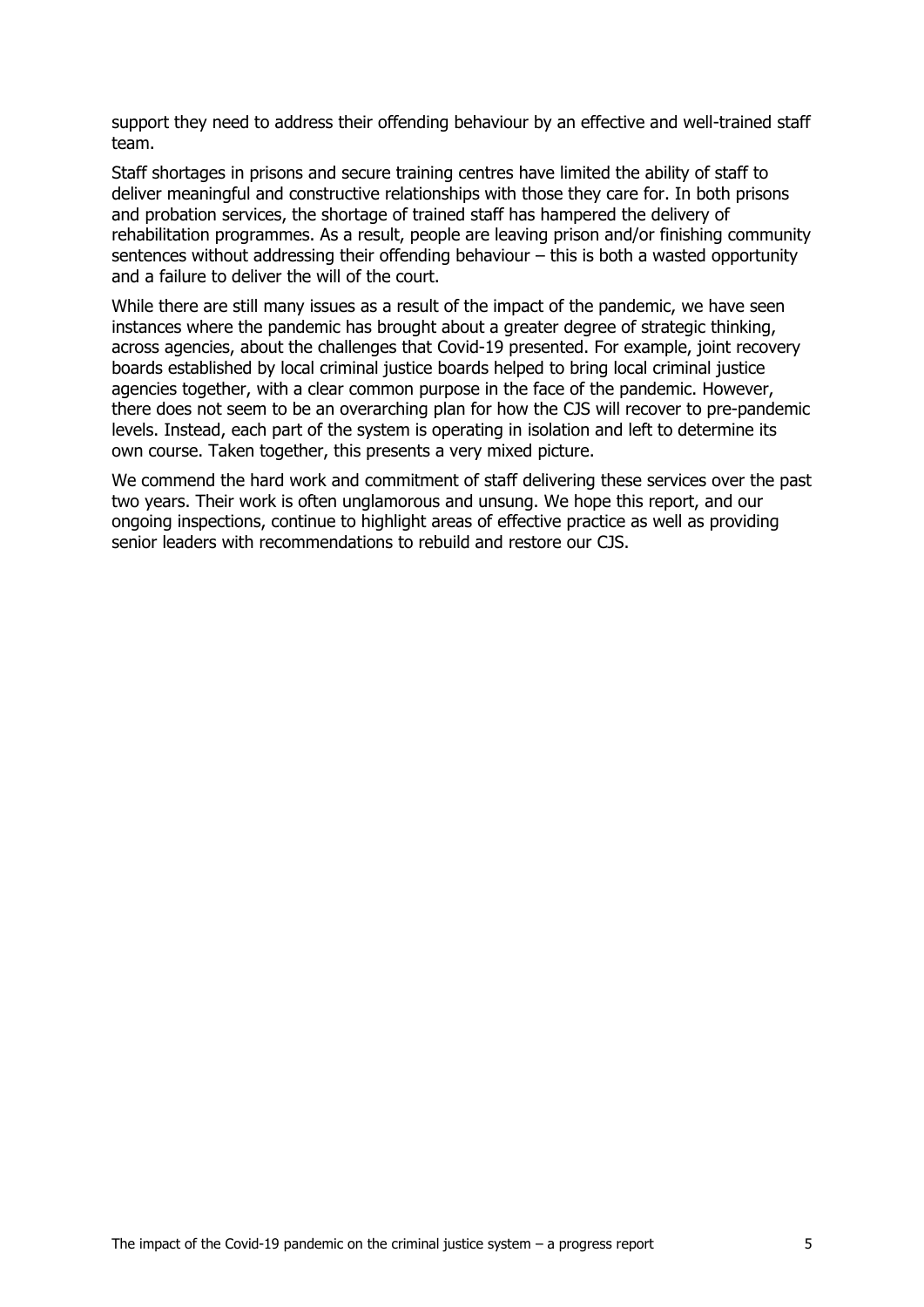support they need to address their offending behaviour by an effective and well-trained staff team.

Staff shortages in prisons and secure training centres have limited the ability of staff to deliver meaningful and constructive relationships with those they care for. In both prisons and probation services, the shortage of trained staff has hampered the delivery of rehabilitation programmes. As a result, people are leaving prison and/or finishing community sentences without addressing their offending behaviour – this is both a wasted opportunity and a failure to deliver the will of the court.

While there are still many issues as a result of the impact of the pandemic, we have seen instances where the pandemic has brought about a greater degree of strategic thinking, across agencies, about the challenges that Covid-19 presented. For example, joint recovery boards established by local criminal justice boards helped to bring local criminal justice agencies together, with a clear common purpose in the face of the pandemic. However, there does not seem to be an overarching plan for how the CJS will recover to pre-pandemic levels. Instead, each part of the system is operating in isolation and left to determine its own course. Taken together, this presents a very mixed picture.

We commend the hard work and commitment of staff delivering these services over the past two years. Their work is often unglamorous and unsung. We hope this report, and our ongoing inspections, continue to highlight areas of effective practice as well as providing senior leaders with recommendations to rebuild and restore our CJS.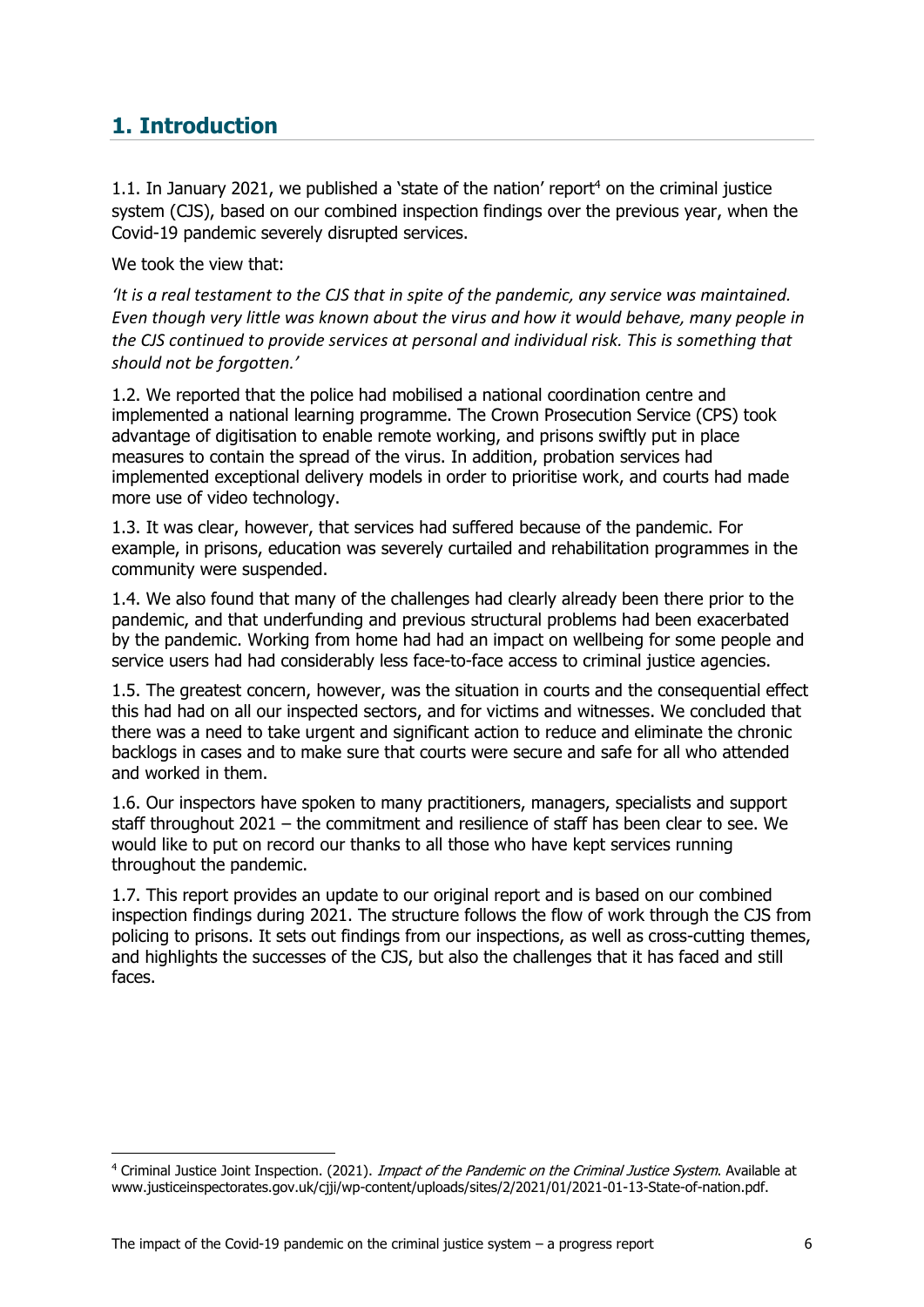## 1. Introduction

1.1. In January 2021, we published a 'state of the nation' report[4] on the criminal justice system (CJS), based on our combined inspection findings over the previous year, when the Covid-19 pandemic severely disrupted services.

We took the view that:

*'It is a real testament to the CJS that in spite of the pandemic, any service was maintained. Even though very little was known about the virus and how it would behave, many people in the CJS continued to provide services at personal and individual risk. This is something that should not be forgotten.'*

1.2. We reported that the police had mobilised a national coordination centre and implemented a national learning programme. The Crown Prosecution Service (CPS) took advantage of digitisation to enable remote working, and prisons swiftly put in place measures to contain the spread of the virus. In addition, probation services had implemented exceptional delivery models in order to prioritise work, and courts had made more use of video technology.

1.3. It was clear, however, that services had suffered because of the pandemic. For example, in prisons, education was severely curtailed and rehabilitation programmes in the community were suspended.

1.4. We also found that many of the challenges had clearly already been there prior to the pandemic, and that underfunding and previous structural problems had been exacerbated by the pandemic. Working from home had had an impact on wellbeing for some people and service users had had considerably less face-to-face access to criminal justice agencies.

1.5. The greatest concern, however, was the situation in courts and the consequential effect this had had on all our inspected sectors, and for victims and witnesses. We concluded that there was a need to take urgent and significant action to reduce and eliminate the chronic backlogs in cases and to make sure that courts were secure and safe for all who attended and worked in them.

1.6. Our inspectors have spoken to many practitioners, managers, specialists and support staff throughout 2021 – the commitment and resilience of staff has been clear to see. We would like to put on record our thanks to all those who have kept services running throughout the pandemic.

1.7. This report provides an update to our original report and is based on our combined inspection findings during 2021. The structure follows the flow of work through the CJS from policing to prisons. It sets out findings from our inspections, as well as cross-cutting themes, and highlights the successes of the CJS, but also the challenges that it has faced and still faces.

---

[4] Criminal Justice Joint Inspection. (2021). *Impact of the Pandemic on the Criminal Justice System*. Available at www.justiceinspectorates.gov.uk/cjji/wp-content/uploads/sites/2/2021/01/2021-01-13-State-of-nation.pdf.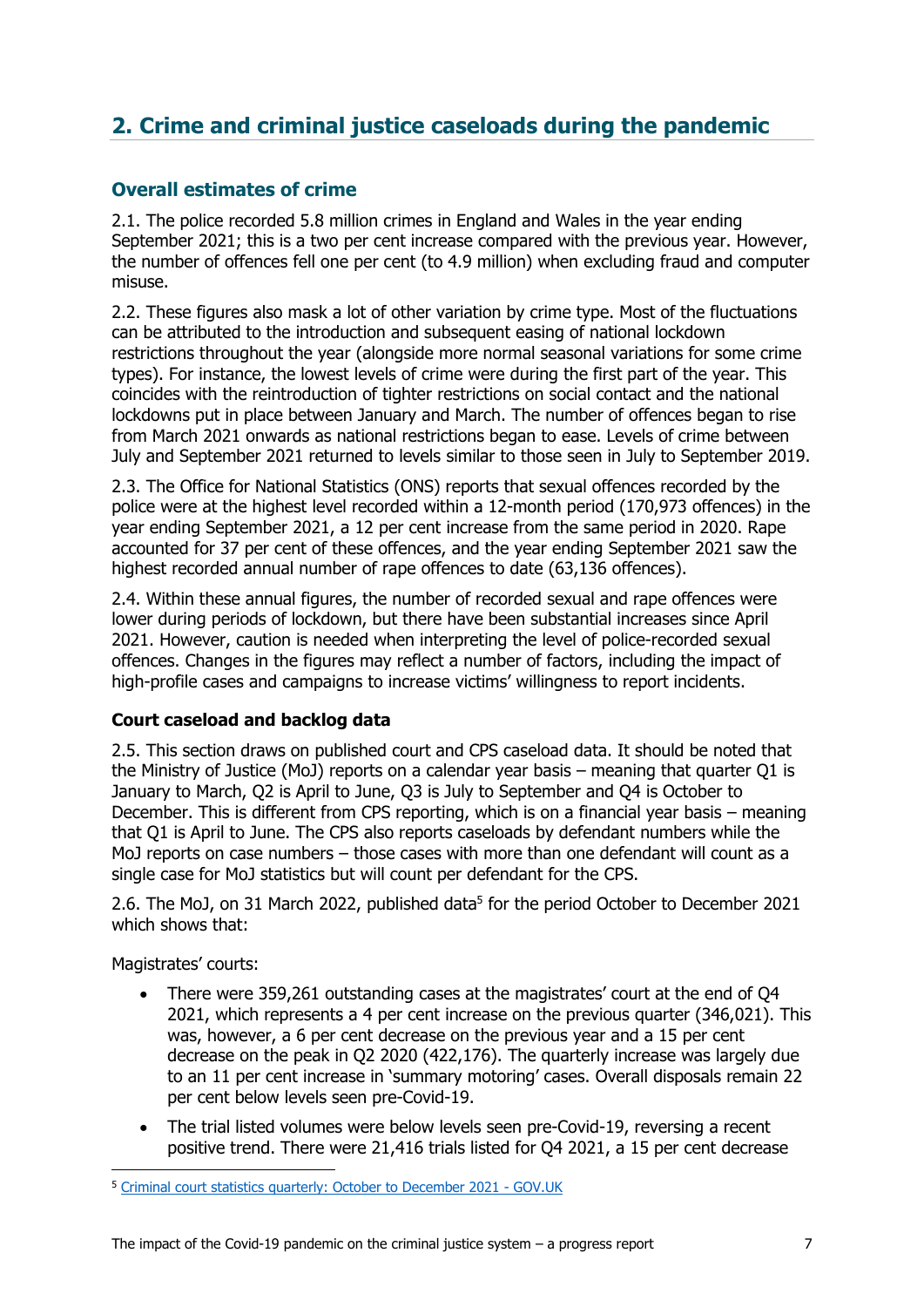## 2. Crime and criminal justice caseloads during the pandemic

### Overall estimates of crime

2.1. The police recorded 5.8 million crimes in England and Wales in the year ending September 2021; this is a two per cent increase compared with the previous year. However, the number of offences fell one per cent (to 4.9 million) when excluding fraud and computer misuse.

2.2. These figures also mask a lot of other variation by crime type. Most of the fluctuations can be attributed to the introduction and subsequent easing of national lockdown restrictions throughout the year (alongside more normal seasonal variations for some crime types). For instance, the lowest levels of crime were during the first part of the year. This coincides with the reintroduction of tighter restrictions on social contact and the national lockdowns put in place between January and March. The number of offences began to rise from March 2021 onwards as national restrictions began to ease. Levels of crime between July and September 2021 returned to levels similar to those seen in July to September 2019.

2.3. The Office for National Statistics (ONS) reports that sexual offences recorded by the police were at the highest level recorded within a 12-month period (170,973 offences) in the year ending September 2021, a 12 per cent increase from the same period in 2020. Rape accounted for 37 per cent of these offences, and the year ending September 2021 saw the highest recorded annual number of rape offences to date (63,136 offences).

2.4. Within these annual figures, the number of recorded sexual and rape offences were lower during periods of lockdown, but there have been substantial increases since April 2021. However, caution is needed when interpreting the level of police-recorded sexual offences. Changes in the figures may reflect a number of factors, including the impact of high-profile cases and campaigns to increase victims' willingness to report incidents.

#### Court caseload and backlog data

2.5. This section draws on published court and CPS caseload data. It should be noted that the Ministry of Justice (MoJ) reports on a calendar year basis – meaning that quarter Q1 is January to March, Q2 is April to June, Q3 is July to September and Q4 is October to December. This is different from CPS reporting, which is on a financial year basis – meaning that Q1 is April to June. The CPS also reports caseloads by defendant numbers while the MoJ reports on case numbers – those cases with more than one defendant will count as a single case for MoJ statistics but will count per defendant for the CPS.

2.6. The MoJ, on 31 March 2022, published data[5] for the period October to December 2021 which shows that:

Magistrates' courts:

- There were 359,261 outstanding cases at the magistrates' court at the end of Q4 2021, which represents a 4 per cent increase on the previous quarter (346,021). This was, however, a 6 per cent decrease on the previous year and a 15 per cent decrease on the peak in Q2 2020 (422,176). The quarterly increase was largely due to an 11 per cent increase in 'summary motoring' cases. Overall disposals remain 22 per cent below levels seen pre-Covid-19.
- The trial listed volumes were below levels seen pre-Covid-19, reversing a recent positive trend. There were 21,416 trials listed for Q4 2021, a 15 per cent decrease

[5] Criminal court statistics quarterly: October to December 2021 - GOV.UK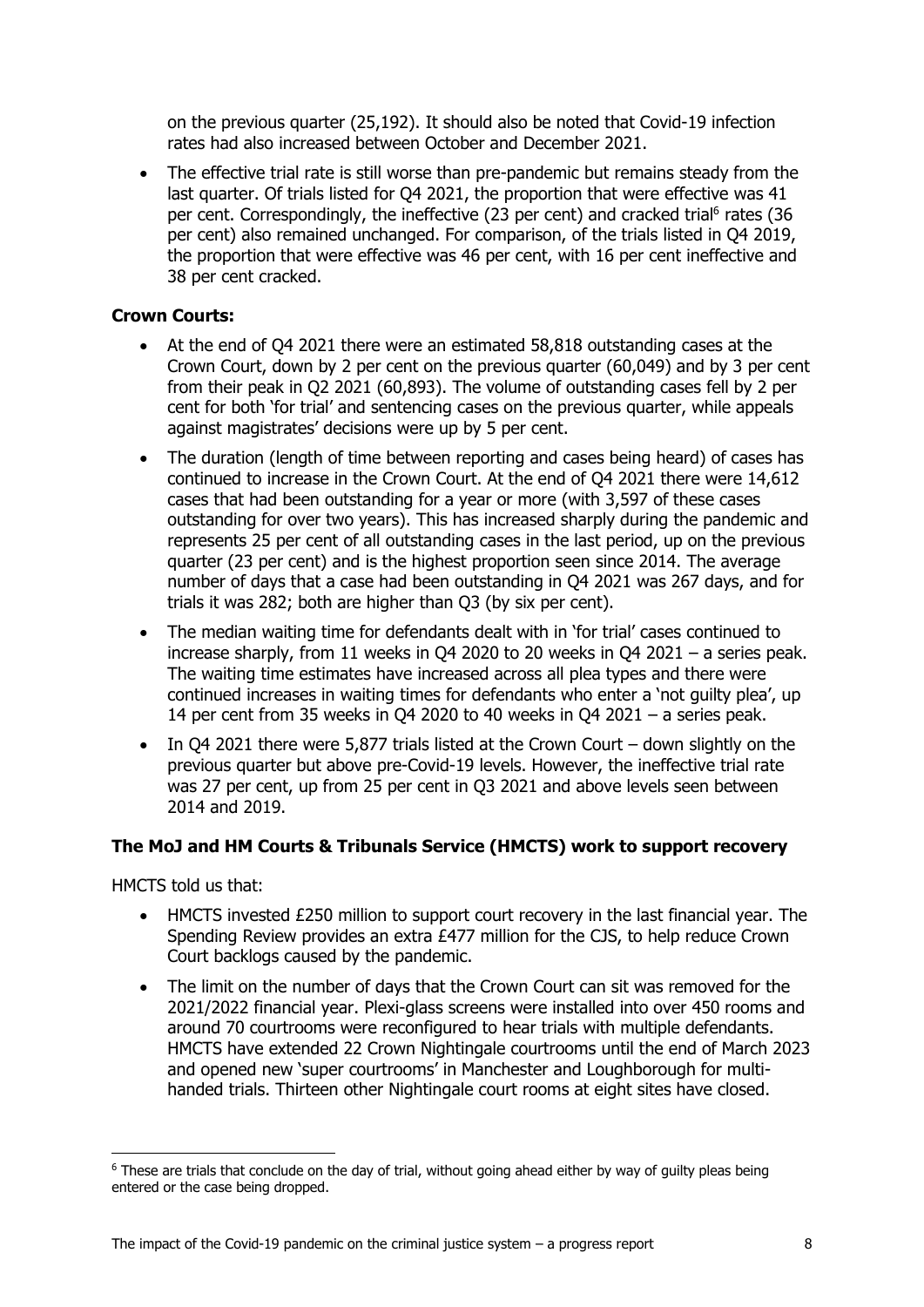on the previous quarter (25,192). It should also be noted that Covid-19 infection rates had also increased between October and December 2021.

- The effective trial rate is still worse than pre-pandemic but remains steady from the last quarter. Of trials listed for Q4 2021, the proportion that were effective was 41 per cent. Correspondingly, the ineffective (23 per cent) and cracked trial[6] rates (36 per cent) also remained unchanged. For comparison, of the trials listed in Q4 2019, the proportion that were effective was 46 per cent, with 16 per cent ineffective and 38 per cent cracked.

**Crown Courts:**

- At the end of Q4 2021 there were an estimated 58,818 outstanding cases at the Crown Court, down by 2 per cent on the previous quarter (60,049) and by 3 per cent from their peak in Q2 2021 (60,893). The volume of outstanding cases fell by 2 per cent for both 'for trial' and sentencing cases on the previous quarter, while appeals against magistrates' decisions were up by 5 per cent.
- The duration (length of time between reporting and cases being heard) of cases has continued to increase in the Crown Court. At the end of Q4 2021 there were 14,612 cases that had been outstanding for a year or more (with 3,597 of these cases outstanding for over two years). This has increased sharply during the pandemic and represents 25 per cent of all outstanding cases in the last period, up on the previous quarter (23 per cent) and is the highest proportion seen since 2014. The average number of days that a case had been outstanding in Q4 2021 was 267 days, and for trials it was 282; both are higher than Q3 (by six per cent).
- The median waiting time for defendants dealt with in 'for trial' cases continued to increase sharply, from 11 weeks in Q4 2020 to 20 weeks in Q4 2021 – a series peak. The waiting time estimates have increased across all plea types and there were continued increases in waiting times for defendants who enter a 'not guilty plea', up 14 per cent from 35 weeks in Q4 2020 to 40 weeks in Q4 2021 – a series peak.
- In Q4 2021 there were 5,877 trials listed at the Crown Court – down slightly on the previous quarter but above pre-Covid-19 levels. However, the ineffective trial rate was 27 per cent, up from 25 per cent in Q3 2021 and above levels seen between 2014 and 2019.

**The MoJ and HM Courts & Tribunals Service (HMCTS) work to support recovery**

HMCTS told us that:

- HMCTS invested £250 million to support court recovery in the last financial year. The Spending Review provides an extra £477 million for the CJS, to help reduce Crown Court backlogs caused by the pandemic.
- The limit on the number of days that the Crown Court can sit was removed for the 2021/2022 financial year. Plexi-glass screens were installed into over 450 rooms and around 70 courtrooms were reconfigured to hear trials with multiple defendants. HMCTS have extended 22 Crown Nightingale courtrooms until the end of March 2023 and opened new 'super courtrooms' in Manchester and Loughborough for multi-handed trials. Thirteen other Nightingale court rooms at eight sites have closed.

[6] These are trials that conclude on the day of trial, without going ahead either by way of guilty pleas being entered or the case being dropped.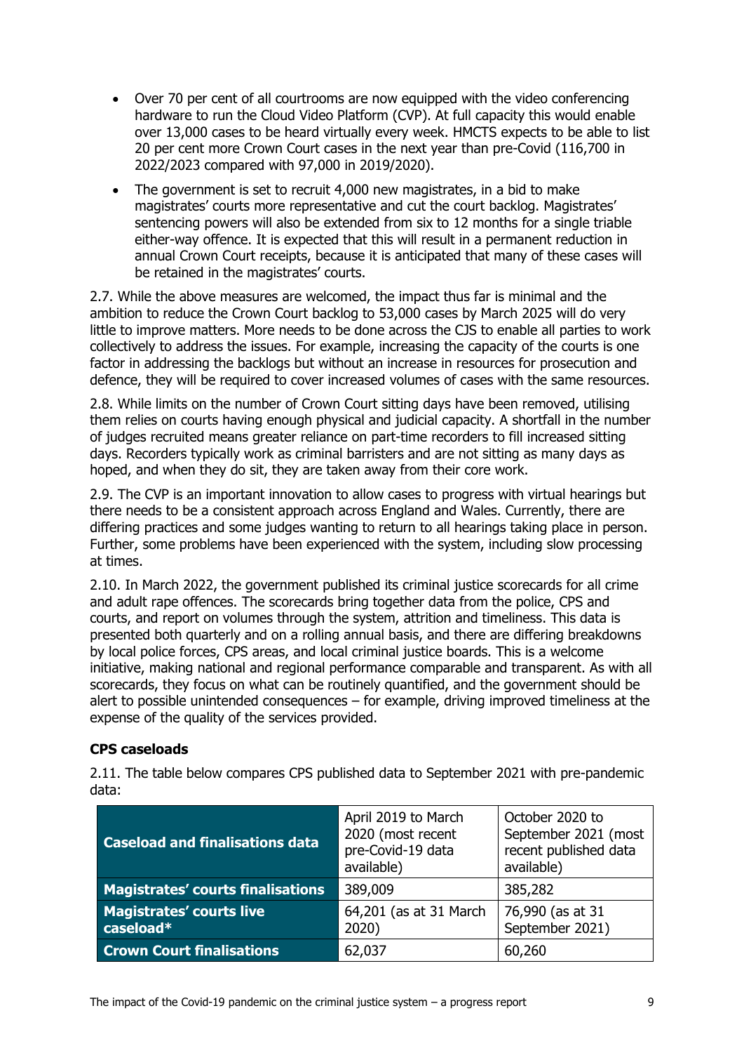- Over 70 per cent of all courtrooms are now equipped with the video conferencing hardware to run the Cloud Video Platform (CVP). At full capacity this would enable over 13,000 cases to be heard virtually every week. HMCTS expects to be able to list 20 per cent more Crown Court cases in the next year than pre-Covid (116,700 in 2022/2023 compared with 97,000 in 2019/2020).
- The government is set to recruit 4,000 new magistrates, in a bid to make magistrates' courts more representative and cut the court backlog. Magistrates' sentencing powers will also be extended from six to 12 months for a single triable either-way offence. It is expected that this will result in a permanent reduction in annual Crown Court receipts, because it is anticipated that many of these cases will be retained in the magistrates' courts.

2.7. While the above measures are welcomed, the impact thus far is minimal and the ambition to reduce the Crown Court backlog to 53,000 cases by March 2025 will do very little to improve matters. More needs to be done across the CJS to enable all parties to work collectively to address the issues. For example, increasing the capacity of the courts is one factor in addressing the backlogs but without an increase in resources for prosecution and defence, they will be required to cover increased volumes of cases with the same resources.

2.8. While limits on the number of Crown Court sitting days have been removed, utilising them relies on courts having enough physical and judicial capacity. A shortfall in the number of judges recruited means greater reliance on part-time recorders to fill increased sitting days. Recorders typically work as criminal barristers and are not sitting as many days as hoped, and when they do sit, they are taken away from their core work.

2.9. The CVP is an important innovation to allow cases to progress with virtual hearings but there needs to be a consistent approach across England and Wales. Currently, there are differing practices and some judges wanting to return to all hearings taking place in person. Further, some problems have been experienced with the system, including slow processing at times.

2.10. In March 2022, the government published its criminal justice scorecards for all crime and adult rape offences. The scorecards bring together data from the police, CPS and courts, and report on volumes through the system, attrition and timeliness. This data is presented both quarterly and on a rolling annual basis, and there are differing breakdowns by local police forces, CPS areas, and local criminal justice boards. This is a welcome initiative, making national and regional performance comparable and transparent. As with all scorecards, they focus on what can be routinely quantified, and the government should be alert to possible unintended consequences – for example, driving improved timeliness at the expense of the quality of the services provided.

**CPS caseloads**

2.11. The table below compares CPS published data to September 2021 with pre-pandemic data:

| Caseload and finalisations data | April 2019 to March 2020 (most recent pre-Covid-19 data available) | October 2020 to September 2021 (most recent published data available) |
|---|---|---|
| **Magistrates' courts finalisations** | 389,009 | 385,282 |
| **Magistrates' courts live caseload*** | 64,201 (as at 31 March 2020) | 76,990 (as at 31 September 2021) |
| **Crown Court finalisations** | 62,037 | 60,260 |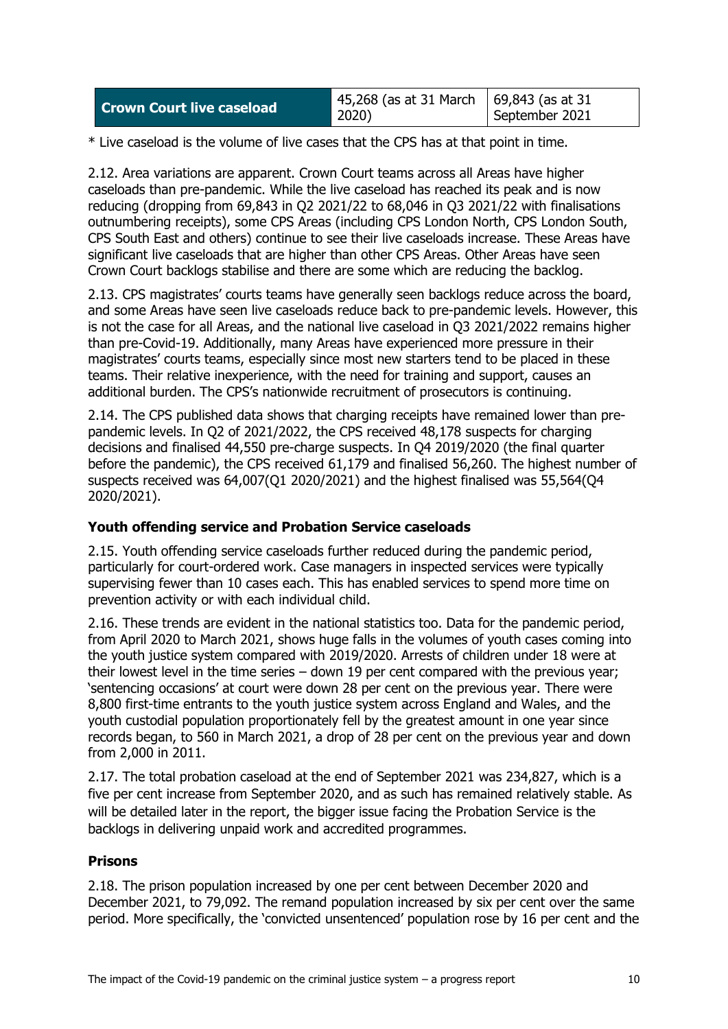| Crown Court live caseload | 45,268 (as at 31 March 2020) | 69,843 (as at 31 September 2021 |
| --- | --- | --- |

* Live caseload is the volume of live cases that the CPS has at that point in time.

2.12. Area variations are apparent. Crown Court teams across all Areas have higher caseloads than pre-pandemic. While the live caseload has reached its peak and is now reducing (dropping from 69,843 in Q2 2021/22 to 68,046 in Q3 2021/22 with finalisations outnumbering receipts), some CPS Areas (including CPS London North, CPS London South, CPS South East and others) continue to see their live caseloads increase. These Areas have significant live caseloads that are higher than other CPS Areas. Other Areas have seen Crown Court backlogs stabilise and there are some which are reducing the backlog.

2.13. CPS magistrates' courts teams have generally seen backlogs reduce across the board, and some Areas have seen live caseloads reduce back to pre-pandemic levels. However, this is not the case for all Areas, and the national live caseload in Q3 2021/2022 remains higher than pre-Covid-19. Additionally, many Areas have experienced more pressure in their magistrates' courts teams, especially since most new starters tend to be placed in these teams. Their relative inexperience, with the need for training and support, causes an additional burden. The CPS's nationwide recruitment of prosecutors is continuing.

2.14. The CPS published data shows that charging receipts have remained lower than pre-pandemic levels. In Q2 of 2021/2022, the CPS received 48,178 suspects for charging decisions and finalised 44,550 pre-charge suspects. In Q4 2019/2020 (the final quarter before the pandemic), the CPS received 61,179 and finalised 56,260. The highest number of suspects received was 64,007(Q1 2020/2021) and the highest finalised was 55,564(Q4 2020/2021).

### Youth offending service and Probation Service caseloads

2.15. Youth offending service caseloads further reduced during the pandemic period, particularly for court-ordered work. Case managers in inspected services were typically supervising fewer than 10 cases each. This has enabled services to spend more time on prevention activity or with each individual child.

2.16. These trends are evident in the national statistics too. Data for the pandemic period, from April 2020 to March 2021, shows huge falls in the volumes of youth cases coming into the youth justice system compared with 2019/2020. Arrests of children under 18 were at their lowest level in the time series – down 19 per cent compared with the previous year; 'sentencing occasions' at court were down 28 per cent on the previous year. There were 8,800 first-time entrants to the youth justice system across England and Wales, and the youth custodial population proportionately fell by the greatest amount in one year since records began, to 560 in March 2021, a drop of 28 per cent on the previous year and down from 2,000 in 2011.

2.17. The total probation caseload at the end of September 2021 was 234,827, which is a five per cent increase from September 2020, and as such has remained relatively stable. As will be detailed later in the report, the bigger issue facing the Probation Service is the backlogs in delivering unpaid work and accredited programmes.

### Prisons

2.18. The prison population increased by one per cent between December 2020 and December 2021, to 79,092. The remand population increased by six per cent over the same period. More specifically, the 'convicted unsentenced' population rose by 16 per cent and the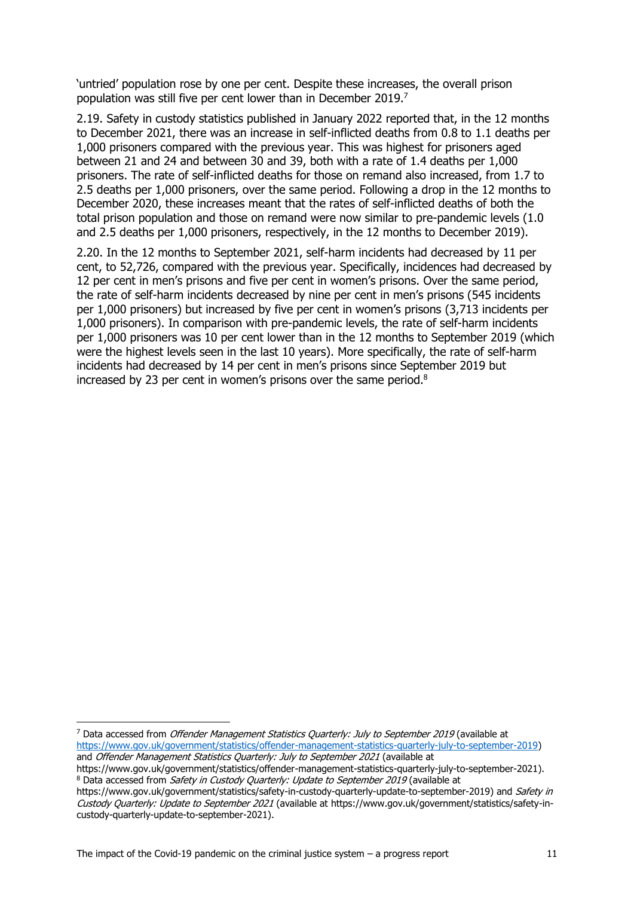'untried' population rose by one per cent. Despite these increases, the overall prison population was still five per cent lower than in December 2019.[7]

2.19. Safety in custody statistics published in January 2022 reported that, in the 12 months to December 2021, there was an increase in self-inflicted deaths from 0.8 to 1.1 deaths per 1,000 prisoners compared with the previous year. This was highest for prisoners aged between 21 and 24 and between 30 and 39, both with a rate of 1.4 deaths per 1,000 prisoners. The rate of self-inflicted deaths for those on remand also increased, from 1.7 to 2.5 deaths per 1,000 prisoners, over the same period. Following a drop in the 12 months to December 2020, these increases meant that the rates of self-inflicted deaths of both the total prison population and those on remand were now similar to pre-pandemic levels (1.0 and 2.5 deaths per 1,000 prisoners, respectively, in the 12 months to December 2019).

2.20. In the 12 months to September 2021, self-harm incidents had decreased by 11 per cent, to 52,726, compared with the previous year. Specifically, incidences had decreased by 12 per cent in men's prisons and five per cent in women's prisons. Over the same period, the rate of self-harm incidents decreased by nine per cent in men's prisons (545 incidents per 1,000 prisoners) but increased by five per cent in women's prisons (3,713 incidents per 1,000 prisoners). In comparison with pre-pandemic levels, the rate of self-harm incidents per 1,000 prisoners was 10 per cent lower than in the 12 months to September 2019 (which were the highest levels seen in the last 10 years). More specifically, the rate of self-harm incidents had decreased by 14 per cent in men's prisons since September 2019 but increased by 23 per cent in women's prisons over the same period.[8]

---

[7] Data accessed from *Offender Management Statistics Quarterly: July to September 2019* (available at https://www.gov.uk/government/statistics/offender-management-statistics-quarterly-july-to-september-2019) and *Offender Management Statistics Quarterly: July to September 2021* (available at https://www.gov.uk/government/statistics/offender-management-statistics-quarterly-july-to-september-2021).

[8] Data accessed from *Safety in Custody Quarterly: Update to September 2019* (available at https://www.gov.uk/government/statistics/safety-in-custody-quarterly-update-to-september-2019) and *Safety in Custody Quarterly: Update to September 2021* (available at https://www.gov.uk/government/statistics/safety-in-custody-quarterly-update-to-september-2021).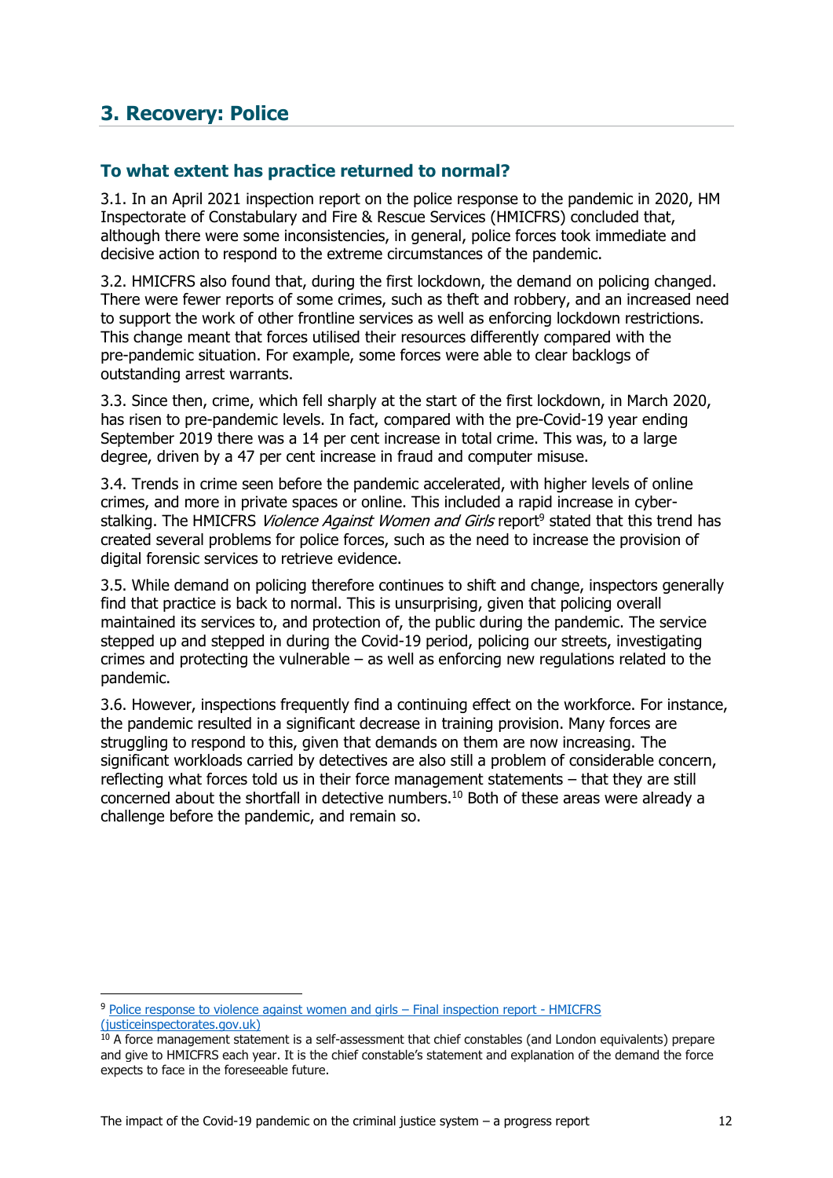## 3. Recovery: Police

### To what extent has practice returned to normal?

3.1. In an April 2021 inspection report on the police response to the pandemic in 2020, HM Inspectorate of Constabulary and Fire & Rescue Services (HMICFRS) concluded that, although there were some inconsistencies, in general, police forces took immediate and decisive action to respond to the extreme circumstances of the pandemic.

3.2. HMICFRS also found that, during the first lockdown, the demand on policing changed. There were fewer reports of some crimes, such as theft and robbery, and an increased need to support the work of other frontline services as well as enforcing lockdown restrictions. This change meant that forces utilised their resources differently compared with the pre-pandemic situation. For example, some forces were able to clear backlogs of outstanding arrest warrants.

3.3. Since then, crime, which fell sharply at the start of the first lockdown, in March 2020, has risen to pre-pandemic levels. In fact, compared with the pre-Covid-19 year ending September 2019 there was a 14 per cent increase in total crime. This was, to a large degree, driven by a 47 per cent increase in fraud and computer misuse.

3.4. Trends in crime seen before the pandemic accelerated, with higher levels of online crimes, and more in private spaces or online. This included a rapid increase in cyber-stalking. The HMICFRS *Violence Against Women and Girls* report[9] stated that this trend has created several problems for police forces, such as the need to increase the provision of digital forensic services to retrieve evidence.

3.5. While demand on policing therefore continues to shift and change, inspectors generally find that practice is back to normal. This is unsurprising, given that policing overall maintained its services to, and protection of, the public during the pandemic. The service stepped up and stepped in during the Covid-19 period, policing our streets, investigating crimes and protecting the vulnerable – as well as enforcing new regulations related to the pandemic.

3.6. However, inspections frequently find a continuing effect on the workforce. For instance, the pandemic resulted in a significant decrease in training provision. Many forces are struggling to respond to this, given that demands on them are now increasing. The significant workloads carried by detectives are also still a problem of considerable concern, reflecting what forces told us in their force management statements – that they are still concerned about the shortfall in detective numbers.[10] Both of these areas were already a challenge before the pandemic, and remain so.

---

[9] [Police response to violence against women and girls – Final inspection report - HMICFRS (justiceinspectorates.gov.uk)](justiceinspectorates.gov.uk)

[10] A force management statement is a self-assessment that chief constables (and London equivalents) prepare and give to HMICFRS each year. It is the chief constable's statement and explanation of the demand the force expects to face in the foreseeable future.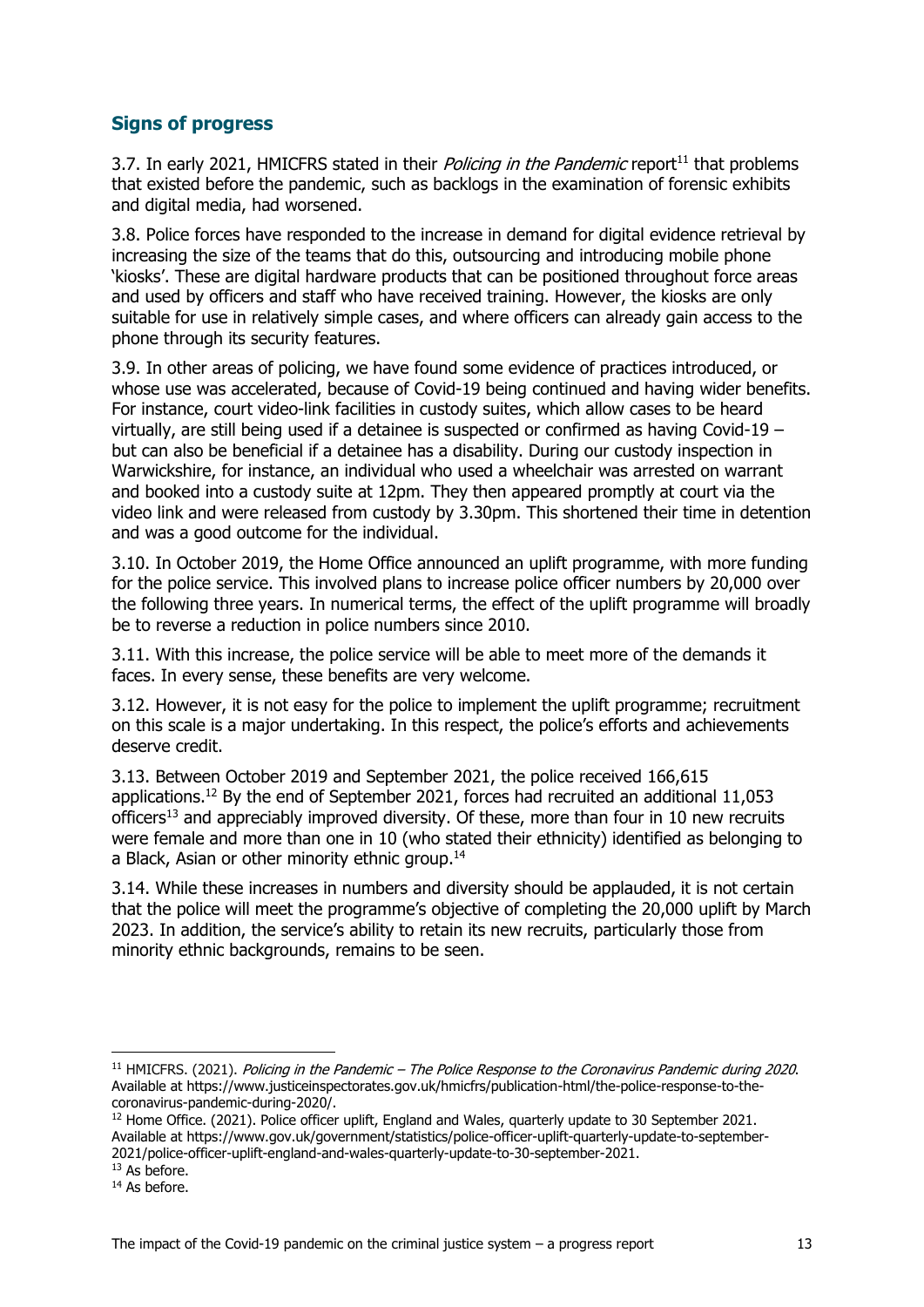## Signs of progress

3.7. In early 2021, HMICFRS stated in their *Policing in the Pandemic* report[11] that problems that existed before the pandemic, such as backlogs in the examination of forensic exhibits and digital media, had worsened.

3.8. Police forces have responded to the increase in demand for digital evidence retrieval by increasing the size of the teams that do this, outsourcing and introducing mobile phone 'kiosks'. These are digital hardware products that can be positioned throughout force areas and used by officers and staff who have received training. However, the kiosks are only suitable for use in relatively simple cases, and where officers can already gain access to the phone through its security features.

3.9. In other areas of policing, we have found some evidence of practices introduced, or whose use was accelerated, because of Covid-19 being continued and having wider benefits. For instance, court video-link facilities in custody suites, which allow cases to be heard virtually, are still being used if a detainee is suspected or confirmed as having Covid-19 – but can also be beneficial if a detainee has a disability. During our custody inspection in Warwickshire, for instance, an individual who used a wheelchair was arrested on warrant and booked into a custody suite at 12pm. They then appeared promptly at court via the video link and were released from custody by 3.30pm. This shortened their time in detention and was a good outcome for the individual.

3.10. In October 2019, the Home Office announced an uplift programme, with more funding for the police service. This involved plans to increase police officer numbers by 20,000 over the following three years. In numerical terms, the effect of the uplift programme will broadly be to reverse a reduction in police numbers since 2010.

3.11. With this increase, the police service will be able to meet more of the demands it faces. In every sense, these benefits are very welcome.

3.12. However, it is not easy for the police to implement the uplift programme; recruitment on this scale is a major undertaking. In this respect, the police's efforts and achievements deserve credit.

3.13. Between October 2019 and September 2021, the police received 166,615 applications.[12] By the end of September 2021, forces had recruited an additional 11,053 officers[13] and appreciably improved diversity. Of these, more than four in 10 new recruits were female and more than one in 10 (who stated their ethnicity) identified as belonging to a Black, Asian or other minority ethnic group.[14]

3.14. While these increases in numbers and diversity should be applauded, it is not certain that the police will meet the programme's objective of completing the 20,000 uplift by March 2023. In addition, the service's ability to retain its new recruits, particularly those from minority ethnic backgrounds, remains to be seen.

---

[11] HMICFRS. (2021). *Policing in the Pandemic – The Police Response to the Coronavirus Pandemic during 2020*. Available at https://www.justiceinspectorates.gov.uk/hmicfrs/publication-html/the-police-response-to-the-coronavirus-pandemic-during-2020/.

[12] Home Office. (2021). Police officer uplift, England and Wales, quarterly update to 30 September 2021. Available at https://www.gov.uk/government/statistics/police-officer-uplift-quarterly-update-to-september-2021/police-officer-uplift-england-and-wales-quarterly-update-to-30-september-2021.

[13] As before.

[14] As before.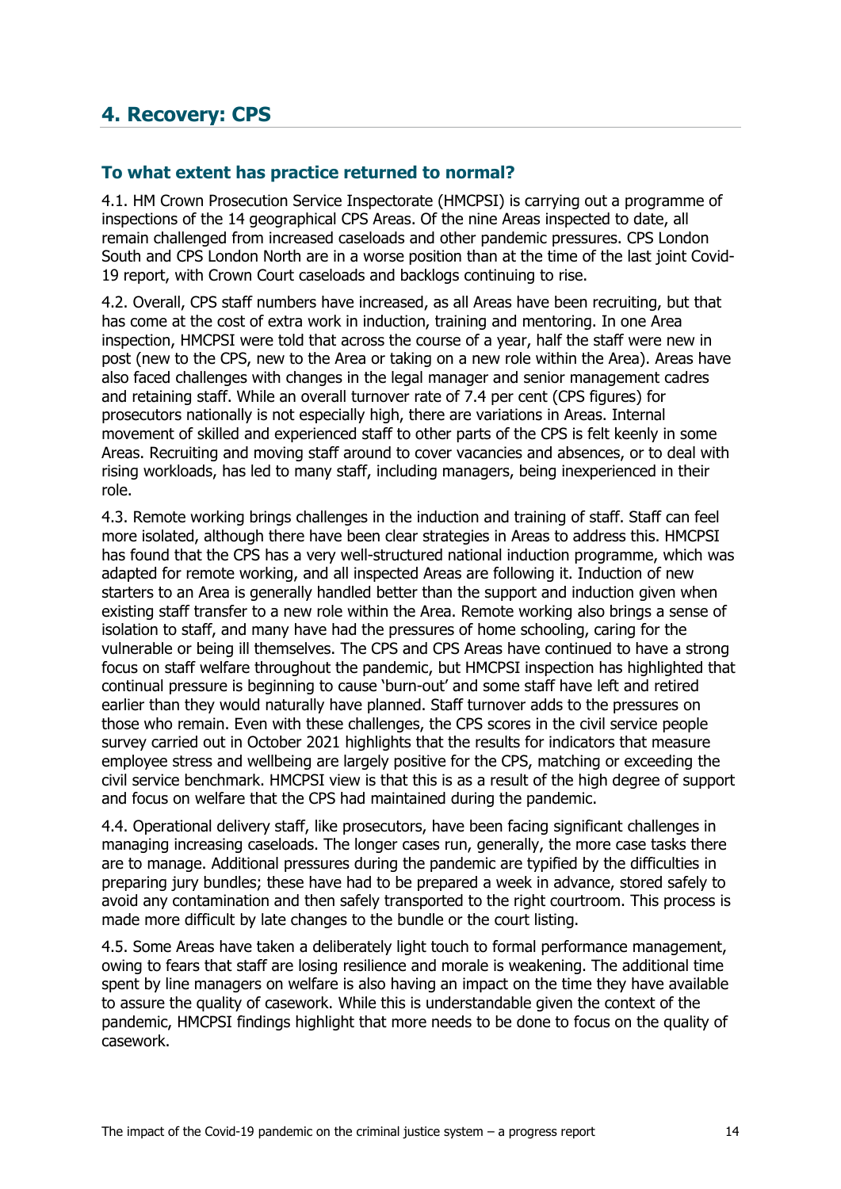## 4. Recovery: CPS

### To what extent has practice returned to normal?

4.1. HM Crown Prosecution Service Inspectorate (HMCPSI) is carrying out a programme of inspections of the 14 geographical CPS Areas. Of the nine Areas inspected to date, all remain challenged from increased caseloads and other pandemic pressures. CPS London South and CPS London North are in a worse position than at the time of the last joint Covid-19 report, with Crown Court caseloads and backlogs continuing to rise.

4.2. Overall, CPS staff numbers have increased, as all Areas have been recruiting, but that has come at the cost of extra work in induction, training and mentoring. In one Area inspection, HMCPSI were told that across the course of a year, half the staff were new in post (new to the CPS, new to the Area or taking on a new role within the Area). Areas have also faced challenges with changes in the legal manager and senior management cadres and retaining staff. While an overall turnover rate of 7.4 per cent (CPS figures) for prosecutors nationally is not especially high, there are variations in Areas. Internal movement of skilled and experienced staff to other parts of the CPS is felt keenly in some Areas. Recruiting and moving staff around to cover vacancies and absences, or to deal with rising workloads, has led to many staff, including managers, being inexperienced in their role.

4.3. Remote working brings challenges in the induction and training of staff. Staff can feel more isolated, although there have been clear strategies in Areas to address this. HMCPSI has found that the CPS has a very well-structured national induction programme, which was adapted for remote working, and all inspected Areas are following it. Induction of new starters to an Area is generally handled better than the support and induction given when existing staff transfer to a new role within the Area. Remote working also brings a sense of isolation to staff, and many have had the pressures of home schooling, caring for the vulnerable or being ill themselves. The CPS and CPS Areas have continued to have a strong focus on staff welfare throughout the pandemic, but HMCPSI inspection has highlighted that continual pressure is beginning to cause 'burn-out' and some staff have left and retired earlier than they would naturally have planned. Staff turnover adds to the pressures on those who remain. Even with these challenges, the CPS scores in the civil service people survey carried out in October 2021 highlights that the results for indicators that measure employee stress and wellbeing are largely positive for the CPS, matching or exceeding the civil service benchmark. HMCPSI view is that this is as a result of the high degree of support and focus on welfare that the CPS had maintained during the pandemic.

4.4. Operational delivery staff, like prosecutors, have been facing significant challenges in managing increasing caseloads. The longer cases run, generally, the more case tasks there are to manage. Additional pressures during the pandemic are typified by the difficulties in preparing jury bundles; these have had to be prepared a week in advance, stored safely to avoid any contamination and then safely transported to the right courtroom. This process is made more difficult by late changes to the bundle or the court listing.

4.5. Some Areas have taken a deliberately light touch to formal performance management, owing to fears that staff are losing resilience and morale is weakening. The additional time spent by line managers on welfare is also having an impact on the time they have available to assure the quality of casework. While this is understandable given the context of the pandemic, HMCPSI findings highlight that more needs to be done to focus on the quality of casework.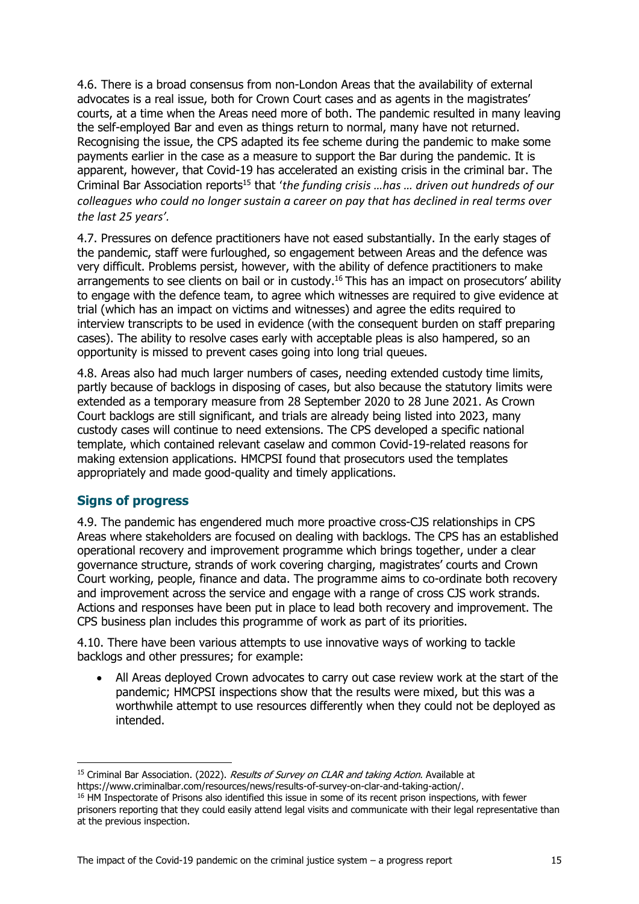4.6. There is a broad consensus from non-London Areas that the availability of external advocates is a real issue, both for Crown Court cases and as agents in the magistrates' courts, at a time when the Areas need more of both. The pandemic resulted in many leaving the self-employed Bar and even as things return to normal, many have not returned. Recognising the issue, the CPS adapted its fee scheme during the pandemic to make some payments earlier in the case as a measure to support the Bar during the pandemic. It is apparent, however, that Covid-19 has accelerated an existing crisis in the criminal bar. The Criminal Bar Association reports[15] that '*the funding crisis …has … driven out hundreds of our colleagues who could no longer sustain a career on pay that has declined in real terms over the last 25 years'*.

4.7. Pressures on defence practitioners have not eased substantially. In the early stages of the pandemic, staff were furloughed, so engagement between Areas and the defence was very difficult. Problems persist, however, with the ability of defence practitioners to make arrangements to see clients on bail or in custody.[16] This has an impact on prosecutors' ability to engage with the defence team, to agree which witnesses are required to give evidence at trial (which has an impact on victims and witnesses) and agree the edits required to interview transcripts to be used in evidence (with the consequent burden on staff preparing cases). The ability to resolve cases early with acceptable pleas is also hampered, so an opportunity is missed to prevent cases going into long trial queues.

4.8. Areas also had much larger numbers of cases, needing extended custody time limits, partly because of backlogs in disposing of cases, but also because the statutory limits were extended as a temporary measure from 28 September 2020 to 28 June 2021. As Crown Court backlogs are still significant, and trials are already being listed into 2023, many custody cases will continue to need extensions. The CPS developed a specific national template, which contained relevant caselaw and common Covid-19-related reasons for making extension applications. HMCPSI found that prosecutors used the templates appropriately and made good-quality and timely applications.

## Signs of progress

4.9. The pandemic has engendered much more proactive cross-CJS relationships in CPS Areas where stakeholders are focused on dealing with backlogs. The CPS has an established operational recovery and improvement programme which brings together, under a clear governance structure, strands of work covering charging, magistrates' courts and Crown Court working, people, finance and data. The programme aims to co-ordinate both recovery and improvement across the service and engage with a range of cross CJS work strands. Actions and responses have been put in place to lead both recovery and improvement. The CPS business plan includes this programme of work as part of its priorities.

4.10. There have been various attempts to use innovative ways of working to tackle backlogs and other pressures; for example:

- All Areas deployed Crown advocates to carry out case review work at the start of the pandemic; HMCPSI inspections show that the results were mixed, but this was a worthwhile attempt to use resources differently when they could not be deployed as intended.

---

[15] Criminal Bar Association. (2022). *Results of Survey on CLAR and taking Action*. Available at https://www.criminalbar.com/resources/news/results-of-survey-on-clar-and-taking-action/.

[16] HM Inspectorate of Prisons also identified this issue in some of its recent prison inspections, with fewer prisoners reporting that they could easily attend legal visits and communicate with their legal representative than at the previous inspection.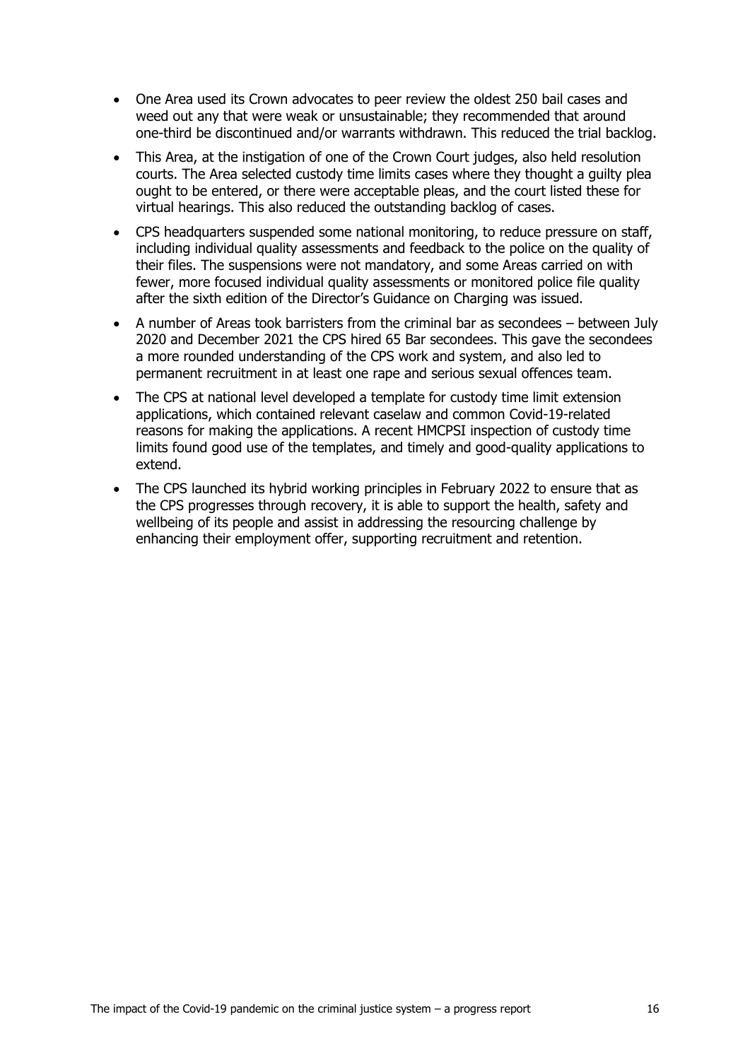- One Area used its Crown advocates to peer review the oldest 250 bail cases and weed out any that were weak or unsustainable; they recommended that around one-third be discontinued and/or warrants withdrawn. This reduced the trial backlog.
- This Area, at the instigation of one of the Crown Court judges, also held resolution courts. The Area selected custody time limits cases where they thought a guilty plea ought to be entered, or there were acceptable pleas, and the court listed these for virtual hearings. This also reduced the outstanding backlog of cases.
- CPS headquarters suspended some national monitoring, to reduce pressure on staff, including individual quality assessments and feedback to the police on the quality of their files. The suspensions were not mandatory, and some Areas carried on with fewer, more focused individual quality assessments or monitored police file quality after the sixth edition of the Director's Guidance on Charging was issued.
- A number of Areas took barristers from the criminal bar as secondees – between July 2020 and December 2021 the CPS hired 65 Bar secondees. This gave the secondees a more rounded understanding of the CPS work and system, and also led to permanent recruitment in at least one rape and serious sexual offences team.
- The CPS at national level developed a template for custody time limit extension applications, which contained relevant caselaw and common Covid-19-related reasons for making the applications. A recent HMCPSI inspection of custody time limits found good use of the templates, and timely and good-quality applications to extend.
- The CPS launched its hybrid working principles in February 2022 to ensure that as the CPS progresses through recovery, it is able to support the health, safety and wellbeing of its people and assist in addressing the resourcing challenge by enhancing their employment offer, supporting recruitment and retention.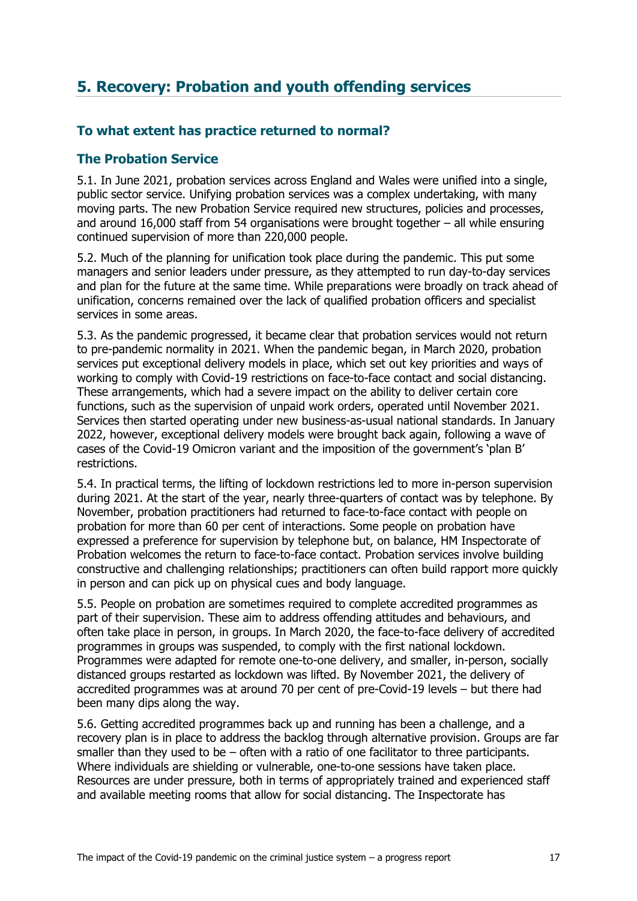## 5. Recovery: Probation and youth offending services

### To what extent has practice returned to normal?

### The Probation Service

5.1. In June 2021, probation services across England and Wales were unified into a single, public sector service. Unifying probation services was a complex undertaking, with many moving parts. The new Probation Service required new structures, policies and processes, and around 16,000 staff from 54 organisations were brought together – all while ensuring continued supervision of more than 220,000 people.

5.2. Much of the planning for unification took place during the pandemic. This put some managers and senior leaders under pressure, as they attempted to run day-to-day services and plan for the future at the same time. While preparations were broadly on track ahead of unification, concerns remained over the lack of qualified probation officers and specialist services in some areas.

5.3. As the pandemic progressed, it became clear that probation services would not return to pre-pandemic normality in 2021. When the pandemic began, in March 2020, probation services put exceptional delivery models in place, which set out key priorities and ways of working to comply with Covid-19 restrictions on face-to-face contact and social distancing. These arrangements, which had a severe impact on the ability to deliver certain core functions, such as the supervision of unpaid work orders, operated until November 2021. Services then started operating under new business-as-usual national standards. In January 2022, however, exceptional delivery models were brought back again, following a wave of cases of the Covid-19 Omicron variant and the imposition of the government's 'plan B' restrictions.

5.4. In practical terms, the lifting of lockdown restrictions led to more in-person supervision during 2021. At the start of the year, nearly three-quarters of contact was by telephone. By November, probation practitioners had returned to face-to-face contact with people on probation for more than 60 per cent of interactions. Some people on probation have expressed a preference for supervision by telephone but, on balance, HM Inspectorate of Probation welcomes the return to face-to-face contact. Probation services involve building constructive and challenging relationships; practitioners can often build rapport more quickly in person and can pick up on physical cues and body language.

5.5. People on probation are sometimes required to complete accredited programmes as part of their supervision. These aim to address offending attitudes and behaviours, and often take place in person, in groups. In March 2020, the face-to-face delivery of accredited programmes in groups was suspended, to comply with the first national lockdown. Programmes were adapted for remote one-to-one delivery, and smaller, in-person, socially distanced groups restarted as lockdown was lifted. By November 2021, the delivery of accredited programmes was at around 70 per cent of pre-Covid-19 levels – but there had been many dips along the way.

5.6. Getting accredited programmes back up and running has been a challenge, and a recovery plan is in place to address the backlog through alternative provision. Groups are far smaller than they used to be – often with a ratio of one facilitator to three participants. Where individuals are shielding or vulnerable, one-to-one sessions have taken place. Resources are under pressure, both in terms of appropriately trained and experienced staff and available meeting rooms that allow for social distancing. The Inspectorate has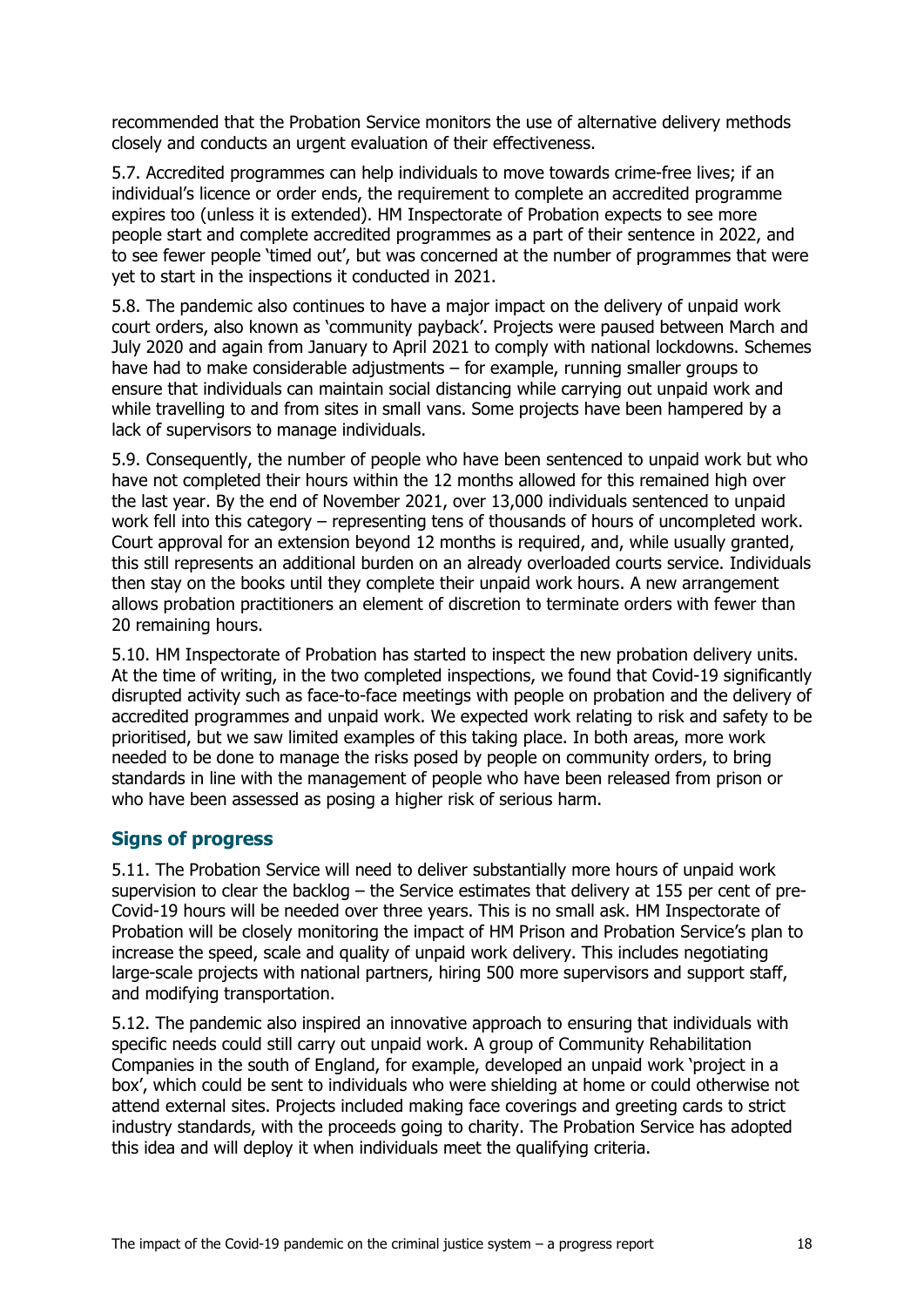recommended that the Probation Service monitors the use of alternative delivery methods closely and conducts an urgent evaluation of their effectiveness.

5.7. Accredited programmes can help individuals to move towards crime-free lives; if an individual's licence or order ends, the requirement to complete an accredited programme expires too (unless it is extended). HM Inspectorate of Probation expects to see more people start and complete accredited programmes as a part of their sentence in 2022, and to see fewer people 'timed out', but was concerned at the number of programmes that were yet to start in the inspections it conducted in 2021.

5.8. The pandemic also continues to have a major impact on the delivery of unpaid work court orders, also known as 'community payback'. Projects were paused between March and July 2020 and again from January to April 2021 to comply with national lockdowns. Schemes have had to make considerable adjustments – for example, running smaller groups to ensure that individuals can maintain social distancing while carrying out unpaid work and while travelling to and from sites in small vans. Some projects have been hampered by a lack of supervisors to manage individuals.

5.9. Consequently, the number of people who have been sentenced to unpaid work but who have not completed their hours within the 12 months allowed for this remained high over the last year. By the end of November 2021, over 13,000 individuals sentenced to unpaid work fell into this category – representing tens of thousands of hours of uncompleted work. Court approval for an extension beyond 12 months is required, and, while usually granted, this still represents an additional burden on an already overloaded courts service. Individuals then stay on the books until they complete their unpaid work hours. A new arrangement allows probation practitioners an element of discretion to terminate orders with fewer than 20 remaining hours.

5.10. HM Inspectorate of Probation has started to inspect the new probation delivery units. At the time of writing, in the two completed inspections, we found that Covid-19 significantly disrupted activity such as face-to-face meetings with people on probation and the delivery of accredited programmes and unpaid work. We expected work relating to risk and safety to be prioritised, but we saw limited examples of this taking place. In both areas, more work needed to be done to manage the risks posed by people on community orders, to bring standards in line with the management of people who have been released from prison or who have been assessed as posing a higher risk of serious harm.

## Signs of progress

5.11. The Probation Service will need to deliver substantially more hours of unpaid work supervision to clear the backlog – the Service estimates that delivery at 155 per cent of pre-Covid-19 hours will be needed over three years. This is no small ask. HM Inspectorate of Probation will be closely monitoring the impact of HM Prison and Probation Service's plan to increase the speed, scale and quality of unpaid work delivery. This includes negotiating large-scale projects with national partners, hiring 500 more supervisors and support staff, and modifying transportation.

5.12. The pandemic also inspired an innovative approach to ensuring that individuals with specific needs could still carry out unpaid work. A group of Community Rehabilitation Companies in the south of England, for example, developed an unpaid work 'project in a box', which could be sent to individuals who were shielding at home or could otherwise not attend external sites. Projects included making face coverings and greeting cards to strict industry standards, with the proceeds going to charity. The Probation Service has adopted this idea and will deploy it when individuals meet the qualifying criteria.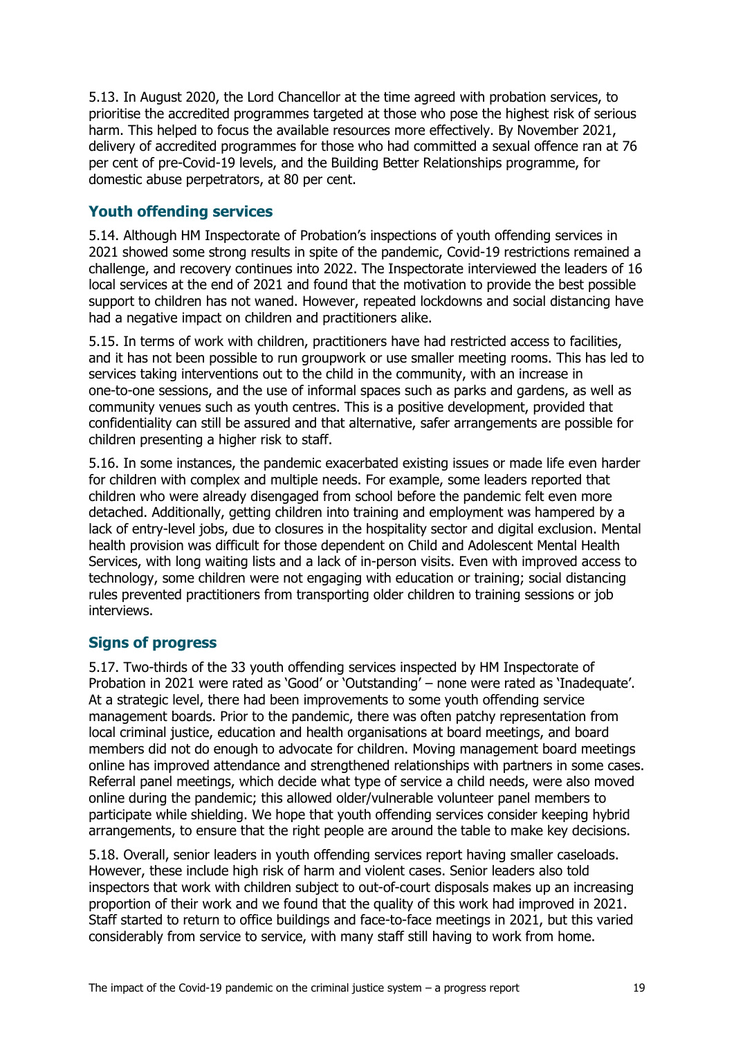5.13. In August 2020, the Lord Chancellor at the time agreed with probation services, to prioritise the accredited programmes targeted at those who pose the highest risk of serious harm. This helped to focus the available resources more effectively. By November 2021, delivery of accredited programmes for those who had committed a sexual offence ran at 76 per cent of pre-Covid-19 levels, and the Building Better Relationships programme, for domestic abuse perpetrators, at 80 per cent.

## Youth offending services

5.14. Although HM Inspectorate of Probation's inspections of youth offending services in 2021 showed some strong results in spite of the pandemic, Covid-19 restrictions remained a challenge, and recovery continues into 2022. The Inspectorate interviewed the leaders of 16 local services at the end of 2021 and found that the motivation to provide the best possible support to children has not waned. However, repeated lockdowns and social distancing have had a negative impact on children and practitioners alike.

5.15. In terms of work with children, practitioners have had restricted access to facilities, and it has not been possible to run groupwork or use smaller meeting rooms. This has led to services taking interventions out to the child in the community, with an increase in one-to-one sessions, and the use of informal spaces such as parks and gardens, as well as community venues such as youth centres. This is a positive development, provided that confidentiality can still be assured and that alternative, safer arrangements are possible for children presenting a higher risk to staff.

5.16. In some instances, the pandemic exacerbated existing issues or made life even harder for children with complex and multiple needs. For example, some leaders reported that children who were already disengaged from school before the pandemic felt even more detached. Additionally, getting children into training and employment was hampered by a lack of entry-level jobs, due to closures in the hospitality sector and digital exclusion. Mental health provision was difficult for those dependent on Child and Adolescent Mental Health Services, with long waiting lists and a lack of in-person visits. Even with improved access to technology, some children were not engaging with education or training; social distancing rules prevented practitioners from transporting older children to training sessions or job interviews.

## Signs of progress

5.17. Two-thirds of the 33 youth offending services inspected by HM Inspectorate of Probation in 2021 were rated as 'Good' or 'Outstanding' – none were rated as 'Inadequate'. At a strategic level, there had been improvements to some youth offending service management boards. Prior to the pandemic, there was often patchy representation from local criminal justice, education and health organisations at board meetings, and board members did not do enough to advocate for children. Moving management board meetings online has improved attendance and strengthened relationships with partners in some cases. Referral panel meetings, which decide what type of service a child needs, were also moved online during the pandemic; this allowed older/vulnerable volunteer panel members to participate while shielding. We hope that youth offending services consider keeping hybrid arrangements, to ensure that the right people are around the table to make key decisions.

5.18. Overall, senior leaders in youth offending services report having smaller caseloads. However, these include high risk of harm and violent cases. Senior leaders also told inspectors that work with children subject to out-of-court disposals makes up an increasing proportion of their work and we found that the quality of this work had improved in 2021. Staff started to return to office buildings and face-to-face meetings in 2021, but this varied considerably from service to service, with many staff still having to work from home.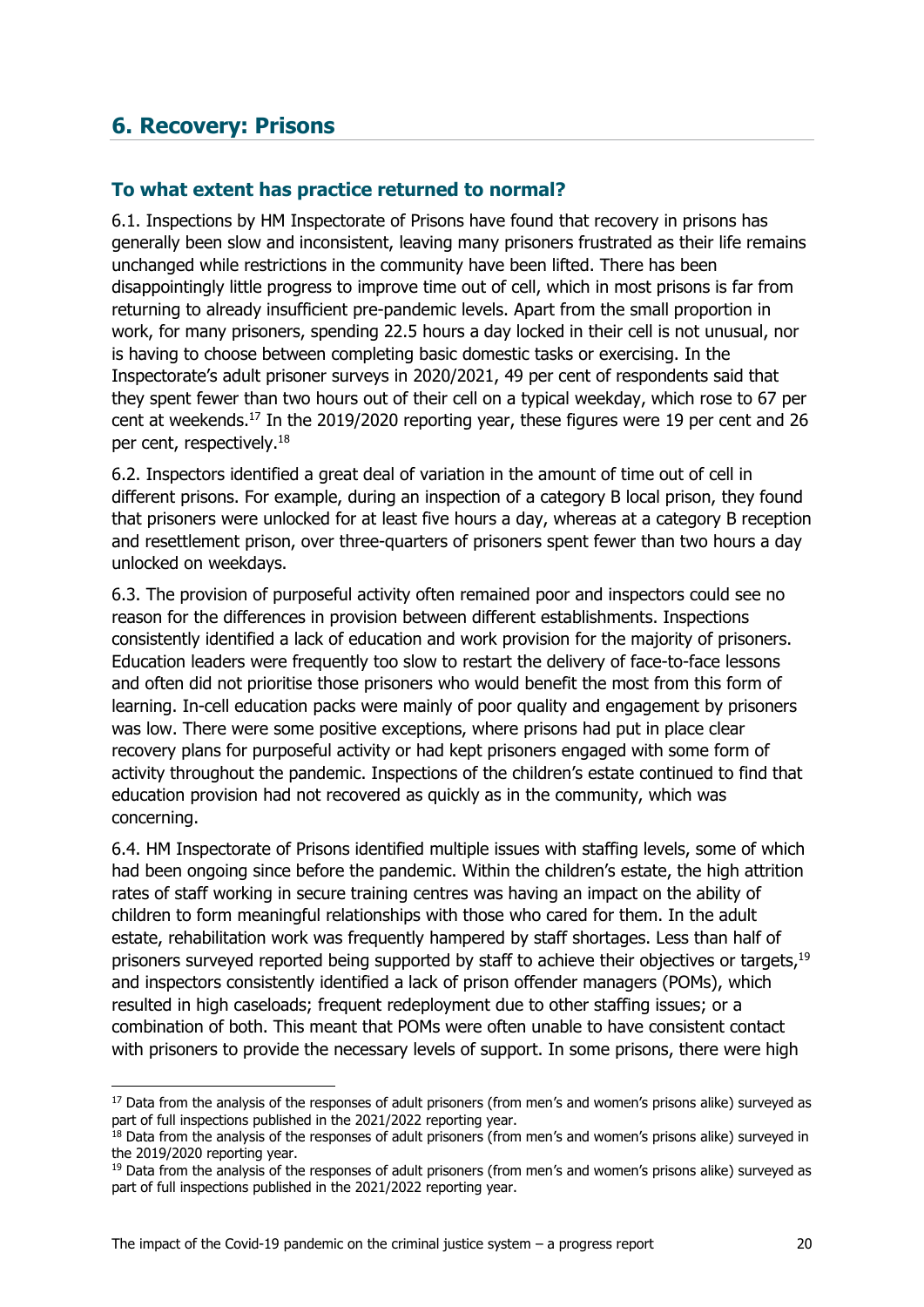## 6. Recovery: Prisons

### To what extent has practice returned to normal?

6.1. Inspections by HM Inspectorate of Prisons have found that recovery in prisons has generally been slow and inconsistent, leaving many prisoners frustrated as their life remains unchanged while restrictions in the community have been lifted. There has been disappointingly little progress to improve time out of cell, which in most prisons is far from returning to already insufficient pre-pandemic levels. Apart from the small proportion in work, for many prisoners, spending 22.5 hours a day locked in their cell is not unusual, nor is having to choose between completing basic domestic tasks or exercising. In the Inspectorate's adult prisoner surveys in 2020/2021, 49 per cent of respondents said that they spent fewer than two hours out of their cell on a typical weekday, which rose to 67 per cent at weekends.[17] In the 2019/2020 reporting year, these figures were 19 per cent and 26 per cent, respectively.[18]

6.2. Inspectors identified a great deal of variation in the amount of time out of cell in different prisons. For example, during an inspection of a category B local prison, they found that prisoners were unlocked for at least five hours a day, whereas at a category B reception and resettlement prison, over three-quarters of prisoners spent fewer than two hours a day unlocked on weekdays.

6.3. The provision of purposeful activity often remained poor and inspectors could see no reason for the differences in provision between different establishments. Inspections consistently identified a lack of education and work provision for the majority of prisoners. Education leaders were frequently too slow to restart the delivery of face-to-face lessons and often did not prioritise those prisoners who would benefit the most from this form of learning. In-cell education packs were mainly of poor quality and engagement by prisoners was low. There were some positive exceptions, where prisons had put in place clear recovery plans for purposeful activity or had kept prisoners engaged with some form of activity throughout the pandemic. Inspections of the children's estate continued to find that education provision had not recovered as quickly as in the community, which was concerning.

6.4. HM Inspectorate of Prisons identified multiple issues with staffing levels, some of which had been ongoing since before the pandemic. Within the children's estate, the high attrition rates of staff working in secure training centres was having an impact on the ability of children to form meaningful relationships with those who cared for them. In the adult estate, rehabilitation work was frequently hampered by staff shortages. Less than half of prisoners surveyed reported being supported by staff to achieve their objectives or targets,[19] and inspectors consistently identified a lack of prison offender managers (POMs), which resulted in high caseloads; frequent redeployment due to other staffing issues; or a combination of both. This meant that POMs were often unable to have consistent contact with prisoners to provide the necessary levels of support. In some prisons, there were high

[17] Data from the analysis of the responses of adult prisoners (from men's and women's prisons alike) surveyed as part of full inspections published in the 2021/2022 reporting year.

[18] Data from the analysis of the responses of adult prisoners (from men's and women's prisons alike) surveyed in the 2019/2020 reporting year.

[19] Data from the analysis of the responses of adult prisoners (from men's and women's prisons alike) surveyed as part of full inspections published in the 2021/2022 reporting year.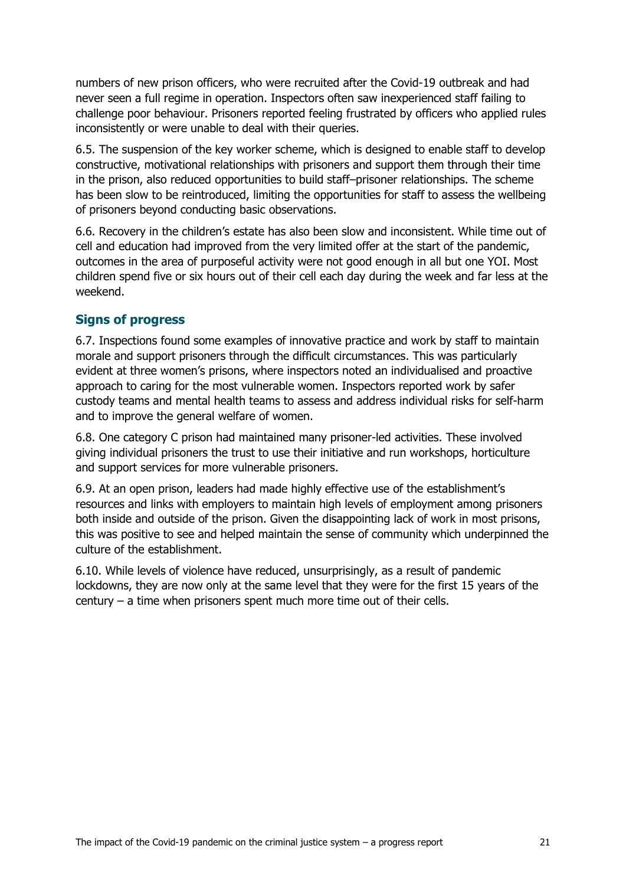numbers of new prison officers, who were recruited after the Covid-19 outbreak and had never seen a full regime in operation. Inspectors often saw inexperienced staff failing to challenge poor behaviour. Prisoners reported feeling frustrated by officers who applied rules inconsistently or were unable to deal with their queries.

6.5. The suspension of the key worker scheme, which is designed to enable staff to develop constructive, motivational relationships with prisoners and support them through their time in the prison, also reduced opportunities to build staff–prisoner relationships. The scheme has been slow to be reintroduced, limiting the opportunities for staff to assess the wellbeing of prisoners beyond conducting basic observations.

6.6. Recovery in the children's estate has also been slow and inconsistent. While time out of cell and education had improved from the very limited offer at the start of the pandemic, outcomes in the area of purposeful activity were not good enough in all but one YOI. Most children spend five or six hours out of their cell each day during the week and far less at the weekend.

## Signs of progress

6.7. Inspections found some examples of innovative practice and work by staff to maintain morale and support prisoners through the difficult circumstances. This was particularly evident at three women's prisons, where inspectors noted an individualised and proactive approach to caring for the most vulnerable women. Inspectors reported work by safer custody teams and mental health teams to assess and address individual risks for self-harm and to improve the general welfare of women.

6.8. One category C prison had maintained many prisoner-led activities. These involved giving individual prisoners the trust to use their initiative and run workshops, horticulture and support services for more vulnerable prisoners.

6.9. At an open prison, leaders had made highly effective use of the establishment's resources and links with employers to maintain high levels of employment among prisoners both inside and outside of the prison. Given the disappointing lack of work in most prisons, this was positive to see and helped maintain the sense of community which underpinned the culture of the establishment.

6.10. While levels of violence have reduced, unsurprisingly, as a result of pandemic lockdowns, they are now only at the same level that they were for the first 15 years of the century – a time when prisoners spent much more time out of their cells.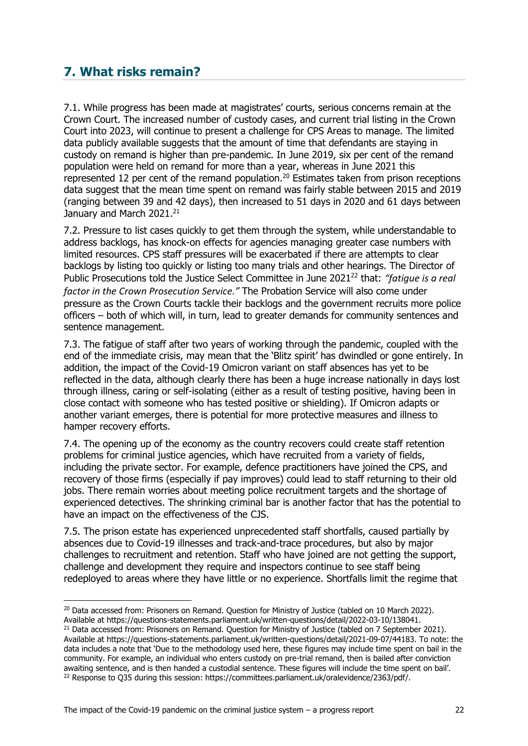## 7. What risks remain?

7.1. While progress has been made at magistrates' courts, serious concerns remain at the Crown Court. The increased number of custody cases, and current trial listing in the Crown Court into 2023, will continue to present a challenge for CPS Areas to manage. The limited data publicly available suggests that the amount of time that defendants are staying in custody on remand is higher than pre-pandemic. In June 2019, six per cent of the remand population were held on remand for more than a year, whereas in June 2021 this represented 12 per cent of the remand population.[20] Estimates taken from prison receptions data suggest that the mean time spent on remand was fairly stable between 2015 and 2019 (ranging between 39 and 42 days), then increased to 51 days in 2020 and 61 days between January and March 2021.[21]

7.2. Pressure to list cases quickly to get them through the system, while understandable to address backlogs, has knock-on effects for agencies managing greater case numbers with limited resources. CPS staff pressures will be exacerbated if there are attempts to clear backlogs by listing too quickly or listing too many trials and other hearings. The Director of Public Prosecutions told the Justice Select Committee in June 2021[22] that: *"fatigue is a real factor in the Crown Prosecution Service."* The Probation Service will also come under pressure as the Crown Courts tackle their backlogs and the government recruits more police officers – both of which will, in turn, lead to greater demands for community sentences and sentence management.

7.3. The fatigue of staff after two years of working through the pandemic, coupled with the end of the immediate crisis, may mean that the 'Blitz spirit' has dwindled or gone entirely. In addition, the impact of the Covid-19 Omicron variant on staff absences has yet to be reflected in the data, although clearly there has been a huge increase nationally in days lost through illness, caring or self-isolating (either as a result of testing positive, having been in close contact with someone who has tested positive or shielding). If Omicron adapts or another variant emerges, there is potential for more protective measures and illness to hamper recovery efforts.

7.4. The opening up of the economy as the country recovers could create staff retention problems for criminal justice agencies, which have recruited from a variety of fields, including the private sector. For example, defence practitioners have joined the CPS, and recovery of those firms (especially if pay improves) could lead to staff returning to their old jobs. There remain worries about meeting police recruitment targets and the shortage of experienced detectives. The shrinking criminal bar is another factor that has the potential to have an impact on the effectiveness of the CJS.

7.5. The prison estate has experienced unprecedented staff shortfalls, caused partially by absences due to Covid-19 illnesses and track-and-trace procedures, but also by major challenges to recruitment and retention. Staff who have joined are not getting the support, challenge and development they require and inspectors continue to see staff being redeployed to areas where they have little or no experience. Shortfalls limit the regime that

---

[20] Data accessed from: Prisoners on Remand. Question for Ministry of Justice (tabled on 10 March 2022). Available at https://questions-statements.parliament.uk/written-questions/detail/2022-03-10/138041.

[21] Data accessed from: Prisoners on Remand. Question for Ministry of Justice (tabled on 7 September 2021). Available at https://questions-statements.parliament.uk/written-questions/detail/2021-09-07/44183. To note: the data includes a note that 'Due to the methodology used here, these figures may include time spent on bail in the community. For example, an individual who enters custody on pre-trial remand, then is bailed after conviction awaiting sentence, and is then handed a custodial sentence. These figures will include the time spent on bail'.

[22] Response to Q35 during this session: https://committees.parliament.uk/oralevidence/2363/pdf/.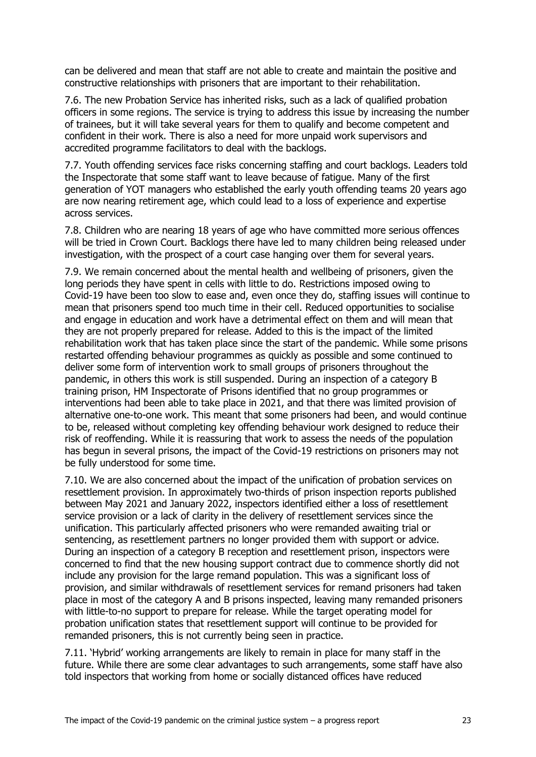can be delivered and mean that staff are not able to create and maintain the positive and constructive relationships with prisoners that are important to their rehabilitation.

7.6. The new Probation Service has inherited risks, such as a lack of qualified probation officers in some regions. The service is trying to address this issue by increasing the number of trainees, but it will take several years for them to qualify and become competent and confident in their work. There is also a need for more unpaid work supervisors and accredited programme facilitators to deal with the backlogs.

7.7. Youth offending services face risks concerning staffing and court backlogs. Leaders told the Inspectorate that some staff want to leave because of fatigue. Many of the first generation of YOT managers who established the early youth offending teams 20 years ago are now nearing retirement age, which could lead to a loss of experience and expertise across services.

7.8. Children who are nearing 18 years of age who have committed more serious offences will be tried in Crown Court. Backlogs there have led to many children being released under investigation, with the prospect of a court case hanging over them for several years.

7.9. We remain concerned about the mental health and wellbeing of prisoners, given the long periods they have spent in cells with little to do. Restrictions imposed owing to Covid-19 have been too slow to ease and, even once they do, staffing issues will continue to mean that prisoners spend too much time in their cell. Reduced opportunities to socialise and engage in education and work have a detrimental effect on them and will mean that they are not properly prepared for release. Added to this is the impact of the limited rehabilitation work that has taken place since the start of the pandemic. While some prisons restarted offending behaviour programmes as quickly as possible and some continued to deliver some form of intervention work to small groups of prisoners throughout the pandemic, in others this work is still suspended. During an inspection of a category B training prison, HM Inspectorate of Prisons identified that no group programmes or interventions had been able to take place in 2021, and that there was limited provision of alternative one-to-one work. This meant that some prisoners had been, and would continue to be, released without completing key offending behaviour work designed to reduce their risk of reoffending. While it is reassuring that work to assess the needs of the population has begun in several prisons, the impact of the Covid-19 restrictions on prisoners may not be fully understood for some time.

7.10. We are also concerned about the impact of the unification of probation services on resettlement provision. In approximately two-thirds of prison inspection reports published between May 2021 and January 2022, inspectors identified either a loss of resettlement service provision or a lack of clarity in the delivery of resettlement services since the unification. This particularly affected prisoners who were remanded awaiting trial or sentencing, as resettlement partners no longer provided them with support or advice. During an inspection of a category B reception and resettlement prison, inspectors were concerned to find that the new housing support contract due to commence shortly did not include any provision for the large remand population. This was a significant loss of provision, and similar withdrawals of resettlement services for remand prisoners had taken place in most of the category A and B prisons inspected, leaving many remanded prisoners with little-to-no support to prepare for release. While the target operating model for probation unification states that resettlement support will continue to be provided for remanded prisoners, this is not currently being seen in practice.

7.11. 'Hybrid' working arrangements are likely to remain in place for many staff in the future. While there are some clear advantages to such arrangements, some staff have also told inspectors that working from home or socially distanced offices have reduced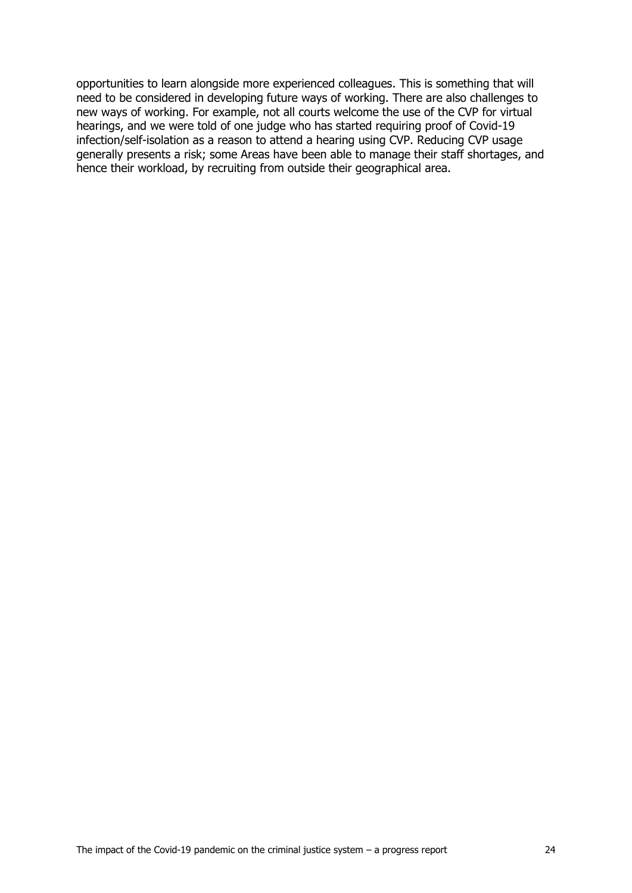opportunities to learn alongside more experienced colleagues. This is something that will need to be considered in developing future ways of working. There are also challenges to new ways of working. For example, not all courts welcome the use of the CVP for virtual hearings, and we were told of one judge who has started requiring proof of Covid-19 infection/self-isolation as a reason to attend a hearing using CVP. Reducing CVP usage generally presents a risk; some Areas have been able to manage their staff shortages, and hence their workload, by recruiting from outside their geographical area.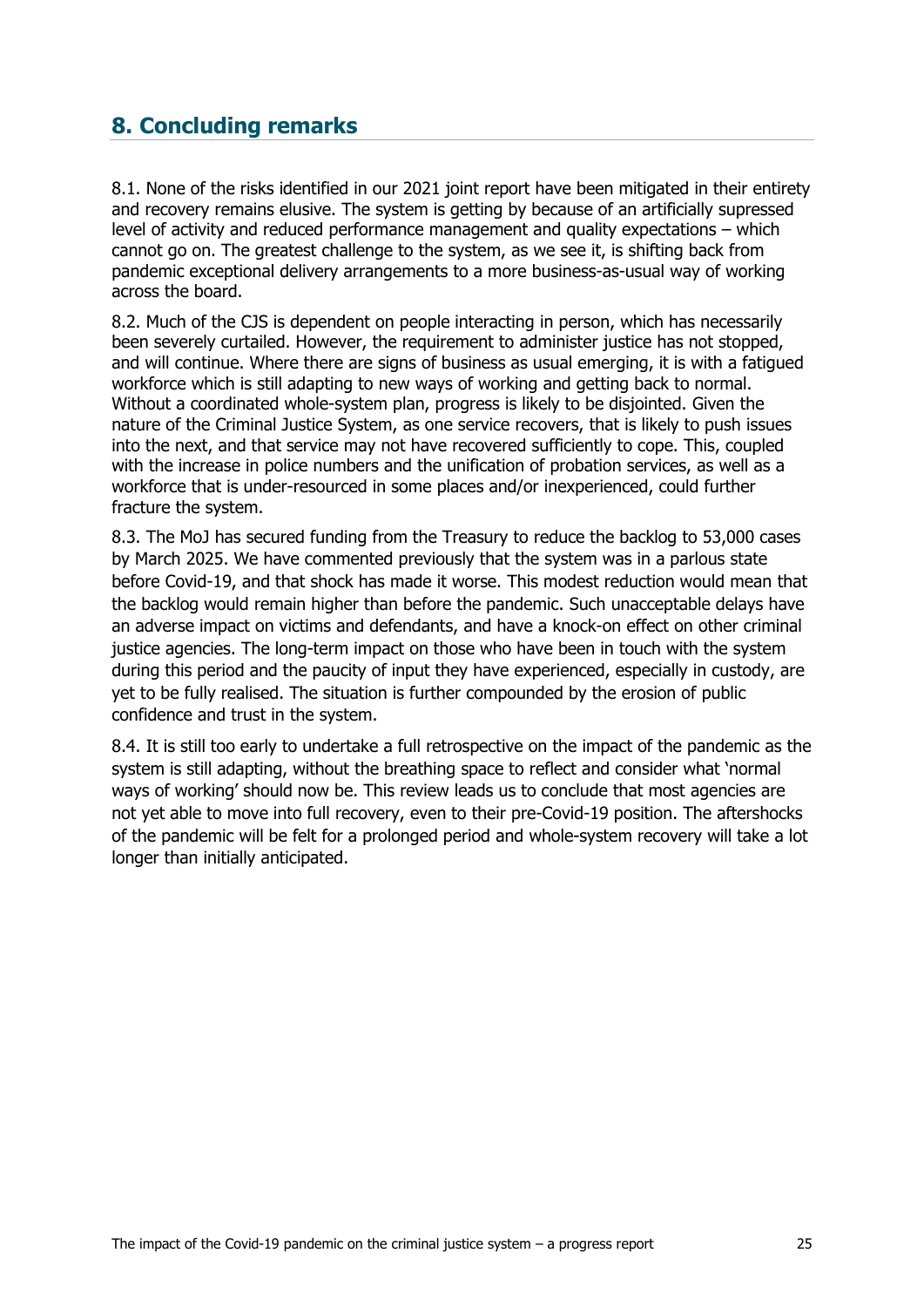## 8. Concluding remarks

8.1. None of the risks identified in our 2021 joint report have been mitigated in their entirety and recovery remains elusive. The system is getting by because of an artificially supressed level of activity and reduced performance management and quality expectations – which cannot go on. The greatest challenge to the system, as we see it, is shifting back from pandemic exceptional delivery arrangements to a more business-as-usual way of working across the board.

8.2. Much of the CJS is dependent on people interacting in person, which has necessarily been severely curtailed. However, the requirement to administer justice has not stopped, and will continue. Where there are signs of business as usual emerging, it is with a fatigued workforce which is still adapting to new ways of working and getting back to normal. Without a coordinated whole-system plan, progress is likely to be disjointed. Given the nature of the Criminal Justice System, as one service recovers, that is likely to push issues into the next, and that service may not have recovered sufficiently to cope. This, coupled with the increase in police numbers and the unification of probation services, as well as a workforce that is under-resourced in some places and/or inexperienced, could further fracture the system.

8.3. The MoJ has secured funding from the Treasury to reduce the backlog to 53,000 cases by March 2025. We have commented previously that the system was in a parlous state before Covid-19, and that shock has made it worse. This modest reduction would mean that the backlog would remain higher than before the pandemic. Such unacceptable delays have an adverse impact on victims and defendants, and have a knock-on effect on other criminal justice agencies. The long-term impact on those who have been in touch with the system during this period and the paucity of input they have experienced, especially in custody, are yet to be fully realised. The situation is further compounded by the erosion of public confidence and trust in the system.

8.4. It is still too early to undertake a full retrospective on the impact of the pandemic as the system is still adapting, without the breathing space to reflect and consider what 'normal ways of working' should now be. This review leads us to conclude that most agencies are not yet able to move into full recovery, even to their pre-Covid-19 position. The aftershocks of the pandemic will be felt for a prolonged period and whole-system recovery will take a lot longer than initially anticipated.